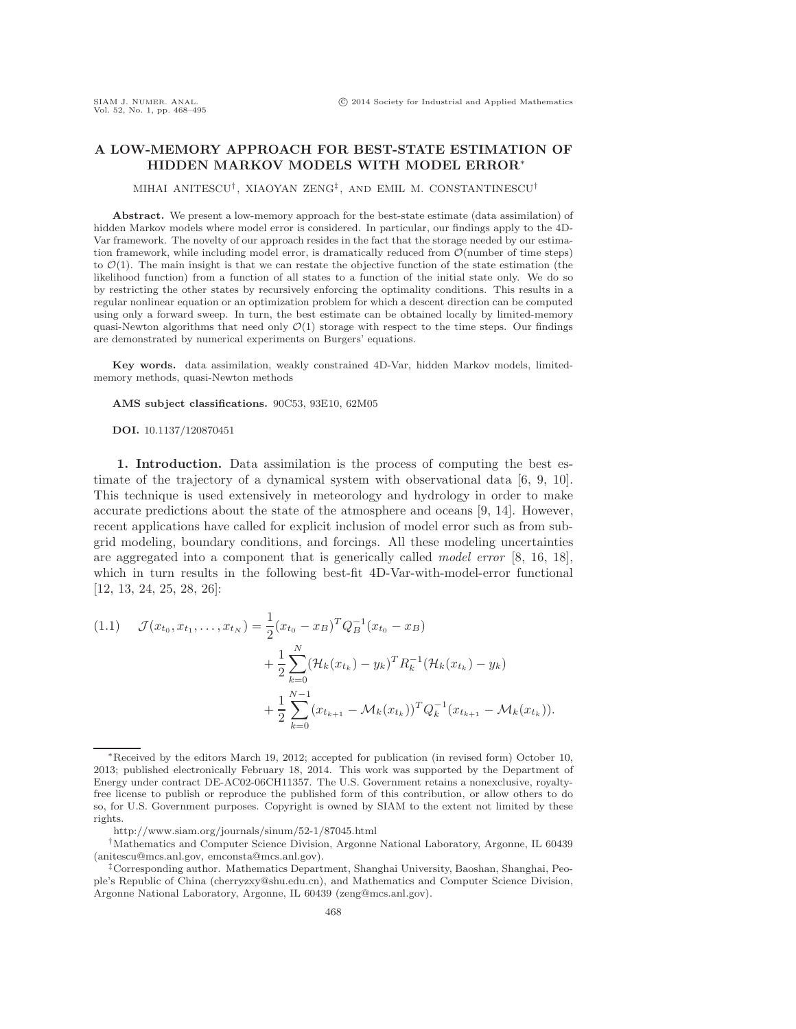# A LOW-MEMORY APPROACH FOR BEST-STATE ESTIMATION OF HIDDEN MARKOV MODELS WITH MODEL ERROR*

MIHAI ANITESCU†, XIAOYAN ZENG‡, AND EMIL M. CONSTANTINESCU†

**Abstract.** We present a low-memory approach for the best-state estimate (data assimilation) of hidden Markov models where model error is considered. In particular, our findings apply to the 4D-Var framework. The novelty of our approach resides in the fact that the storage needed by our estimation framework, while including model error, is dramatically reduced from $\mathcal{O}$(number of time steps) to $\mathcal{O}(1)$. The main insight is that we can restate the objective function of the state estimation (the likelihood function) from a function of all states to a function of the initial state only. We do so by restricting the other states by recursively enforcing the optimality conditions. This results in a regular nonlinear equation or an optimization problem for which a descent direction can be computed using only a forward sweep. In turn, the best estimate can be obtained locally by limited-memory quasi-Newton algorithms that need only $\mathcal{O}(1)$ storage with respect to the time steps. Our findings are demonstrated by numerical experiments on Burgers' equations.

**Key words.** data assimilation, weakly constrained 4D-Var, hidden Markov models, limited-memory methods, quasi-Newton methods

**AMS subject classifications.** 90C53, 93E10, 62M05

**DOI.** 10.1137/120870451

## 1. Introduction.

Data assimilation is the process of computing the best estimate of the trajectory of a dynamical system with observational data [6, 9, 10]. This technique is used extensively in meteorology and hydrology in order to make accurate predictions about the state of the atmosphere and oceans [9, 14]. However, recent applications have called for explicit inclusion of model error such as from subgrid modeling, boundary conditions, and forcings. All these modeling uncertainties are aggregated into a component that is generically called *model error* [8, 16, 18], which in turn results in the following best-fit 4D-Var-with-model-error functional [12, 13, 24, 25, 28, 26]:

$$
\begin{aligned}
(1.1) \qquad \mathcal{J}(x_{t_0}, x_{t_1}, \ldots, x_{t_N}) = &\frac{1}{2}(x_{t_0} - x_B)^T Q_B^{-1}(x_{t_0} - x_B) \\
&+ \frac{1}{2}\sum_{k=0}^{N}(\mathcal{H}_k(x_{t_k}) - y_k)^T R_k^{-1}(\mathcal{H}_k(x_{t_k}) - y_k) \\
&+ \frac{1}{2}\sum_{k=0}^{N-1}(x_{t_{k+1}} - \mathcal{M}_k(x_{t_k}))^T Q_k^{-1}(x_{t_{k+1}} - \mathcal{M}_k(x_{t_k})).
\end{aligned}
$$

---

*Received by the editors March 19, 2012; accepted for publication (in revised form) October 10, 2013; published electronically February 18, 2014. This work was supported by the Department of Energy under contract DE-AC02-06CH11357. The U.S. Government retains a nonexclusive, royalty-free license to publish or reproduce the published form of this contribution, or allow others to do so, for U.S. Government purposes. Copyright is owned by SIAM to the extent not limited by these rights.

http://www.siam.org/journals/sinum/52-1/87045.html

†Mathematics and Computer Science Division, Argonne National Laboratory, Argonne, IL 60439 (anitescu@mcs.anl.gov, emconsta@mcs.anl.gov).

‡Corresponding author. Mathematics Department, Shanghai University, Baoshan, Shanghai, People's Republic of China (cherryzxy@shu.edu.cn), and Mathematics and Computer Science Division, Argonne National Laboratory, Argonne, IL 60439 (zeng@mcs.anl.gov).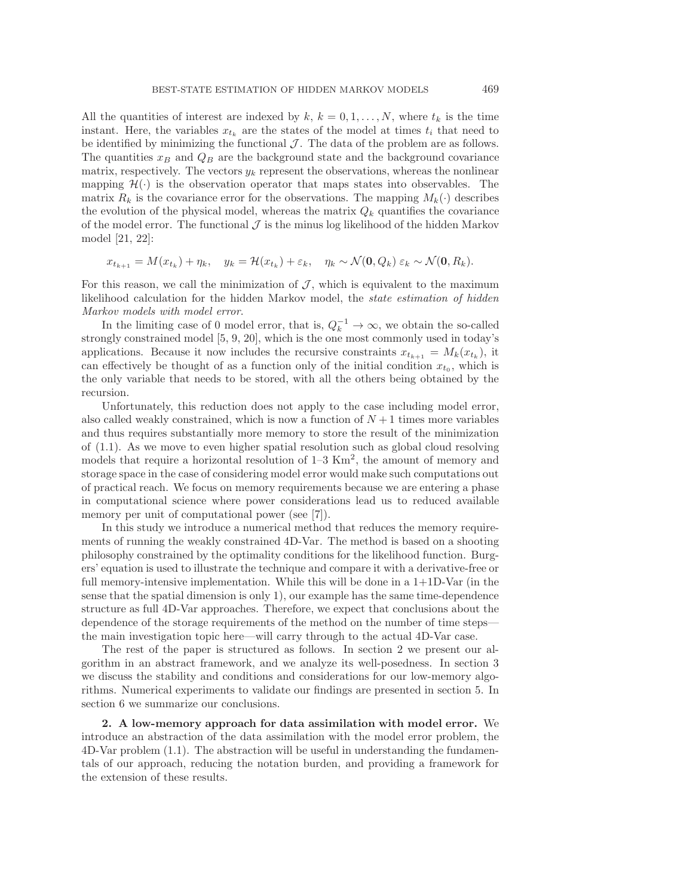All the quantities of interest are indexed by $k$, $k = 0, 1, \ldots, N$, where $t_k$ is the time instant. Here, the variables $x_{t_k}$ are the states of the model at times $t_i$ that need to be identified by minimizing the functional $\mathcal{J}$. The data of the problem are as follows. The quantities $x_B$ and $Q_B$ are the background state and the background covariance matrix, respectively. The vectors $y_k$ represent the observations, whereas the nonlinear mapping $\mathcal{H}(\cdot)$ is the observation operator that maps states into observables. The matrix $R_k$ is the covariance error for the observations. The mapping $M_k(\cdot)$ describes the evolution of the physical model, whereas the matrix $Q_k$ quantifies the covariance of the model error. The functional $\mathcal{J}$ is the minus log likelihood of the hidden Markov model [21, 22]:

$$x_{t_{k+1}} = M(x_{t_k}) + \eta_k, \quad y_k = \mathcal{H}(x_{t_k}) + \varepsilon_k, \quad \eta_k \sim \mathcal{N}(\mathbf{0}, Q_k) \ \varepsilon_k \sim \mathcal{N}(\mathbf{0}, R_k).$$

For this reason, we call the minimization of $\mathcal{J}$, which is equivalent to the maximum likelihood calculation for the hidden Markov model, the *state estimation of hidden Markov models with model error*.

In the limiting case of 0 model error, that is, $Q_k^{-1} \to \infty$, we obtain the so-called strongly constrained model [5, 9, 20], which is the one most commonly used in today's applications. Because it now includes the recursive constraints $x_{t_{k+1}} = M_k(x_{t_k})$, it can effectively be thought of as a function only of the initial condition $x_{t_0}$, which is the only variable that needs to be stored, with all the others being obtained by the recursion.

Unfortunately, this reduction does not apply to the case including model error, also called weakly constrained, which is now a function of $N+1$ times more variables and thus requires substantially more memory to store the result of the minimization of (1.1). As we move to even higher spatial resolution such as global cloud resolving models that require a horizontal resolution of 1–3 $\text{Km}^2$, the amount of memory and storage space in the case of considering model error would make such computations out of practical reach. We focus on memory requirements because we are entering a phase in computational science where power considerations lead us to reduced available memory per unit of computational power (see [7]).

In this study we introduce a numerical method that reduces the memory requirements of running the weakly constrained 4D-Var. The method is based on a shooting philosophy constrained by the optimality conditions for the likelihood function. Burgers' equation is used to illustrate the technique and compare it with a derivative-free or full memory-intensive implementation. While this will be done in a 1+1D-Var (in the sense that the spatial dimension is only 1), our example has the same time-dependence structure as full 4D-Var approaches. Therefore, we expect that conclusions about the dependence of the storage requirements of the method on the number of time steps—the main investigation topic here—will carry through to the actual 4D-Var case.

The rest of the paper is structured as follows. In section 2 we present our algorithm in an abstract framework, and we analyze its well-posedness. In section 3 we discuss the stability and conditions and considerations for our low-memory algorithms. Numerical experiments to validate our findings are presented in section 5. In section 6 we summarize our conclusions.

## 2. A low-memory approach for data assimilation with model error.

We introduce an abstraction of the data assimilation with the model error problem, the 4D-Var problem (1.1). The abstraction will be useful in understanding the fundamentals of our approach, reducing the notation burden, and providing a framework for the extension of these results.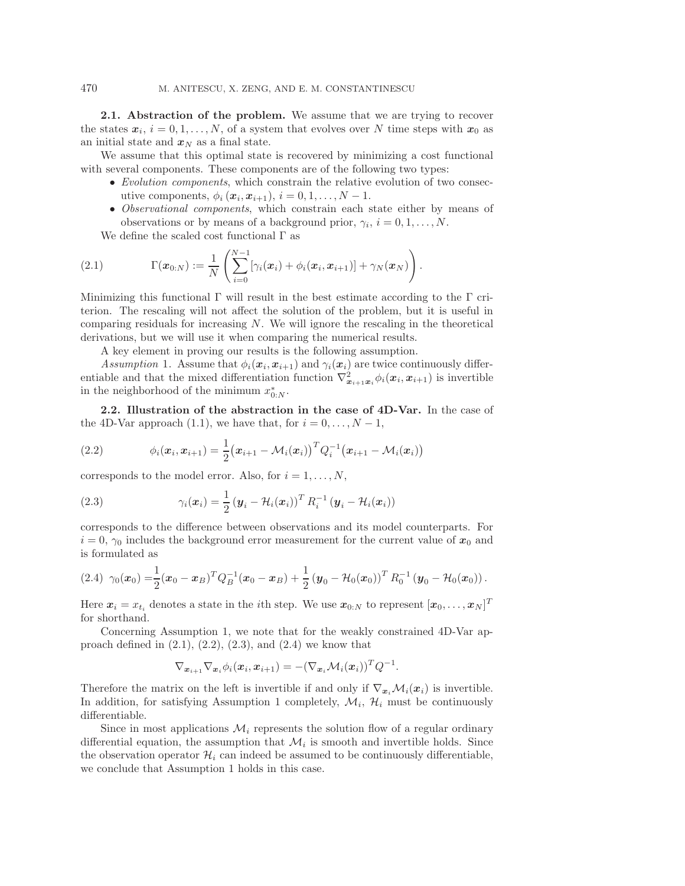### 2.1. Abstraction of the problem.

We assume that we are trying to recover the states $\boldsymbol{x}_i$, $i = 0, 1, \ldots, N$, of a system that evolves over $N$ time steps with $\boldsymbol{x}_0$ as an initial state and $\boldsymbol{x}_N$ as a final state.

We assume that this optimal state is recovered by minimizing a cost functional with several components. These components are of the following two types:

- *Evolution components*, which constrain the relative evolution of two consecutive components, $\phi_i(\boldsymbol{x}_i, \boldsymbol{x}_{i+1})$, $i = 0, 1, \ldots, N-1$.
- *Observational components*, which constrain each state either by means of observations or by means of a background prior, $\gamma_i$, $i = 0, 1, \ldots, N$.

We define the scaled cost functional $\Gamma$ as

$$\Gamma(\boldsymbol{x}_{0:N}) := \frac{1}{N}\left(\sum_{i=0}^{N-1}[\gamma_i(\boldsymbol{x}_i) + \phi_i(\boldsymbol{x}_i, \boldsymbol{x}_{i+1})] + \gamma_N(\boldsymbol{x}_N)\right). \tag{2.1}$$

Minimizing this functional $\Gamma$ will result in the best estimate according to the $\Gamma$ criterion. The rescaling will not affect the solution of the problem, but it is useful in comparing residuals for increasing $N$. We will ignore the rescaling in the theoretical derivations, but we will use it when comparing the numerical results.

A key element in proving our results is the following assumption.

*Assumption* 1. Assume that $\phi_i(\boldsymbol{x}_i, \boldsymbol{x}_{i+1})$ and $\gamma_i(\boldsymbol{x}_i)$ are twice continuously differentiable and that the mixed differentiation function $\nabla^2_{\boldsymbol{x}_{i+1}\boldsymbol{x}_i}\phi_i(\boldsymbol{x}_i, \boldsymbol{x}_{i+1})$ is invertible in the neighborhood of the minimum $x^*_{0:N}$.

### 2.2. Illustration of the abstraction in the case of 4D-Var.

In the case of the 4D-Var approach (1.1), we have that, for $i = 0, \ldots, N-1$,

$$\phi_i(\boldsymbol{x}_i, \boldsymbol{x}_{i+1}) = \frac{1}{2}\big(\boldsymbol{x}_{i+1} - \mathcal{M}_i(\boldsymbol{x}_i)\big)^T Q_i^{-1}\big(\boldsymbol{x}_{i+1} - \mathcal{M}_i(\boldsymbol{x}_i)\big) \tag{2.2}$$

corresponds to the model error. Also, for $i = 1, \ldots, N$,

$$\gamma_i(\boldsymbol{x}_i) = \frac{1}{2}\left(\boldsymbol{y}_i - \mathcal{H}_i(\boldsymbol{x}_i)\right)^T R_i^{-1}\left(\boldsymbol{y}_i - \mathcal{H}_i(\boldsymbol{x}_i)\right) \tag{2.3}$$

corresponds to the difference between observations and its model counterparts. For $i = 0$, $\gamma_0$ includes the background error measurement for the current value of $\boldsymbol{x}_0$ and is formulated as

$$\gamma_0(\boldsymbol{x}_0) = \frac{1}{2}(\boldsymbol{x}_0 - \boldsymbol{x}_B)^T Q_B^{-1}(\boldsymbol{x}_0 - \boldsymbol{x}_B) + \frac{1}{2}\left(\boldsymbol{y}_0 - \mathcal{H}_0(\boldsymbol{x}_0)\right)^T R_0^{-1}\left(\boldsymbol{y}_0 - \mathcal{H}_0(\boldsymbol{x}_0)\right). \tag{2.4}$$

Here $\boldsymbol{x}_i = x_{t_i}$ denotes a state in the $i$th step. We use $\boldsymbol{x}_{0:N}$ to represent $[\boldsymbol{x}_0, \ldots, \boldsymbol{x}_N]^T$ for shorthand.

Concerning Assumption 1, we note that for the weakly constrained 4D-Var approach defined in (2.1), (2.2), (2.3), and (2.4) we know that

$$\nabla_{\boldsymbol{x}_{i+1}}\nabla_{\boldsymbol{x}_i}\phi_i(\boldsymbol{x}_i, \boldsymbol{x}_{i+1}) = -(\nabla_{\boldsymbol{x}_i}\mathcal{M}_i(\boldsymbol{x}_i))^T Q^{-1}.$$

Therefore the matrix on the left is invertible if and only if $\nabla_{\boldsymbol{x}_i}\mathcal{M}_i(\boldsymbol{x}_i)$ is invertible. In addition, for satisfying Assumption 1 completely, $\mathcal{M}_i$, $\mathcal{H}_i$ must be continuously differentiable.

Since in most applications $\mathcal{M}_i$ represents the solution flow of a regular ordinary differential equation, the assumption that $\mathcal{M}_i$ is smooth and invertible holds. Since the observation operator $\mathcal{H}_i$ can indeed be assumed to be continuously differentiable, we conclude that Assumption 1 holds in this case.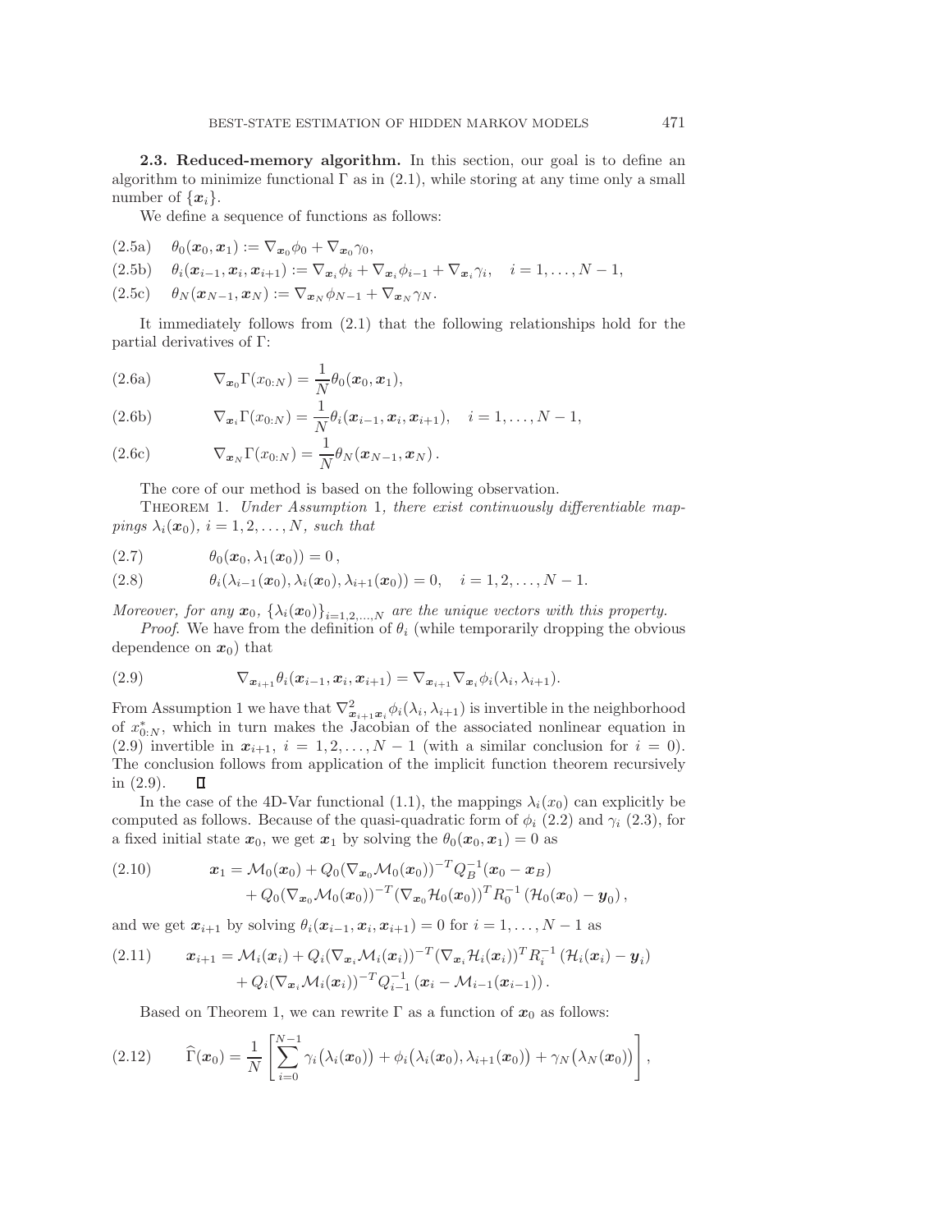**2.3. Reduced-memory algorithm.** In this section, our goal is to define an algorithm to minimize functional $\Gamma$ as in (2.1), while storing at any time only a small number of $\{\boldsymbol{x}_i\}$.

We define a sequence of functions as follows:

$$\theta_0(\boldsymbol{x}_0, \boldsymbol{x}_1) := \nabla_{\boldsymbol{x}_0}\phi_0 + \nabla_{\boldsymbol{x}_0}\gamma_0, \tag{2.5a}$$

$$\theta_i(\boldsymbol{x}_{i-1}, \boldsymbol{x}_i, \boldsymbol{x}_{i+1}) := \nabla_{\boldsymbol{x}_i}\phi_i + \nabla_{\boldsymbol{x}_i}\phi_{i-1} + \nabla_{\boldsymbol{x}_i}\gamma_i, \quad i = 1, \ldots, N-1, \tag{2.5b}$$

$$\theta_N(\boldsymbol{x}_{N-1}, \boldsymbol{x}_N) := \nabla_{\boldsymbol{x}_N}\phi_{N-1} + \nabla_{\boldsymbol{x}_N}\gamma_N. \tag{2.5c}$$

It immediately follows from (2.1) that the following relationships hold for the partial derivatives of $\Gamma$:

$$\nabla_{\boldsymbol{x}_0}\Gamma(x_{0:N}) = \frac{1}{N}\theta_0(\boldsymbol{x}_0, \boldsymbol{x}_1), \tag{2.6a}$$

$$\nabla_{\boldsymbol{x}_i}\Gamma(x_{0:N}) = \frac{1}{N}\theta_i(\boldsymbol{x}_{i-1}, \boldsymbol{x}_i, \boldsymbol{x}_{i+1}), \quad i = 1, \ldots, N-1, \tag{2.6b}$$

$$\nabla_{\boldsymbol{x}_N}\Gamma(x_{0:N}) = \frac{1}{N}\theta_N(\boldsymbol{x}_{N-1}, \boldsymbol{x}_N)\,. \tag{2.6c}$$

The core of our method is based on the following observation.

Theorem 1. *Under Assumption* 1, *there exist continuously differentiable mappings* $\lambda_i(\boldsymbol{x}_0)$, $i = 1, 2, \ldots, N$, *such that*

$$\theta_0(\boldsymbol{x}_0, \lambda_1(\boldsymbol{x}_0)) = 0\,, \tag{2.7}$$

$$\theta_i(\lambda_{i-1}(\boldsymbol{x}_0), \lambda_i(\boldsymbol{x}_0), \lambda_{i+1}(\boldsymbol{x}_0)) = 0, \quad i = 1, 2, \ldots, N-1. \tag{2.8}$$

*Moreover, for any* $\boldsymbol{x}_0$, $\{\lambda_i(\boldsymbol{x}_0)\}_{i=1,2,\ldots,N}$ *are the unique vectors with this property.*

*Proof.* We have from the definition of $\theta_i$ (while temporarily dropping the obvious dependence on $\boldsymbol{x}_0$) that

$$\nabla_{\boldsymbol{x}_{i+1}}\theta_i(\boldsymbol{x}_{i-1}, \boldsymbol{x}_i, \boldsymbol{x}_{i+1}) = \nabla_{\boldsymbol{x}_{i+1}}\nabla_{\boldsymbol{x}_i}\phi_i(\lambda_i, \lambda_{i+1}). \tag{2.9}$$

From Assumption 1 we have that $\nabla^2_{\boldsymbol{x}_{i+1}\boldsymbol{x}_i}\phi_i(\lambda_i, \lambda_{i+1})$ is invertible in the neighborhood of $x^*_{0:N}$, which in turn makes the Jacobian of the associated nonlinear equation in (2.9) invertible in $\boldsymbol{x}_{i+1}$, $i = 1, 2, \ldots, N-1$ (with a similar conclusion for $i = 0$). The conclusion follows from application of the implicit function theorem recursively in (2.9). ∎

In the case of the 4D-Var functional (1.1), the mappings $\lambda_i(x_0)$ can explicitly be computed as follows. Because of the quasi-quadratic form of $\phi_i$ (2.2) and $\gamma_i$ (2.3), for a fixed initial state $\boldsymbol{x}_0$, we get $\boldsymbol{x}_1$ by solving the $\theta_0(\boldsymbol{x}_0, \boldsymbol{x}_1) = 0$ as

$$\begin{aligned}\boldsymbol{x}_1 = \;&\mathcal{M}_0(\boldsymbol{x}_0) + Q_0(\nabla_{\boldsymbol{x}_0}\mathcal{M}_0(\boldsymbol{x}_0))^{-T}Q_B^{-1}(\boldsymbol{x}_0 - \boldsymbol{x}_B)\\ &+ Q_0(\nabla_{\boldsymbol{x}_0}\mathcal{M}_0(\boldsymbol{x}_0))^{-T}(\nabla_{\boldsymbol{x}_0}\mathcal{H}_0(\boldsymbol{x}_0))^T R_0^{-1}\left(\mathcal{H}_0(\boldsymbol{x}_0) - \boldsymbol{y}_0\right),\end{aligned} \tag{2.10}$$

and we get $\boldsymbol{x}_{i+1}$ by solving $\theta_i(\boldsymbol{x}_{i-1}, \boldsymbol{x}_i, \boldsymbol{x}_{i+1}) = 0$ for $i = 1, \ldots, N-1$ as

$$\begin{aligned}\boldsymbol{x}_{i+1} = \;&\mathcal{M}_i(\boldsymbol{x}_i) + Q_i(\nabla_{\boldsymbol{x}_i}\mathcal{M}_i(\boldsymbol{x}_i))^{-T}(\nabla_{\boldsymbol{x}_i}\mathcal{H}_i(\boldsymbol{x}_i))^T R_i^{-1}\left(\mathcal{H}_i(\boldsymbol{x}_i) - \boldsymbol{y}_i\right)\\ &+ Q_i(\nabla_{\boldsymbol{x}_i}\mathcal{M}_i(\boldsymbol{x}_i))^{-T}Q_{i-1}^{-1}\left(\boldsymbol{x}_i - \mathcal{M}_{i-1}(\boldsymbol{x}_{i-1})\right).\end{aligned} \tag{2.11}$$

Based on Theorem 1, we can rewrite $\Gamma$ as a function of $\boldsymbol{x}_0$ as follows:

$$\widehat{\Gamma}(\boldsymbol{x}_0) = \frac{1}{N}\left[\sum_{i=0}^{N-1}\gamma_i\big(\lambda_i(\boldsymbol{x}_0)\big) + \phi_i\big(\lambda_i(\boldsymbol{x}_0), \lambda_{i+1}(\boldsymbol{x}_0)\big) + \gamma_N\big(\lambda_N(\boldsymbol{x}_0)\big)\right], \tag{2.12}$$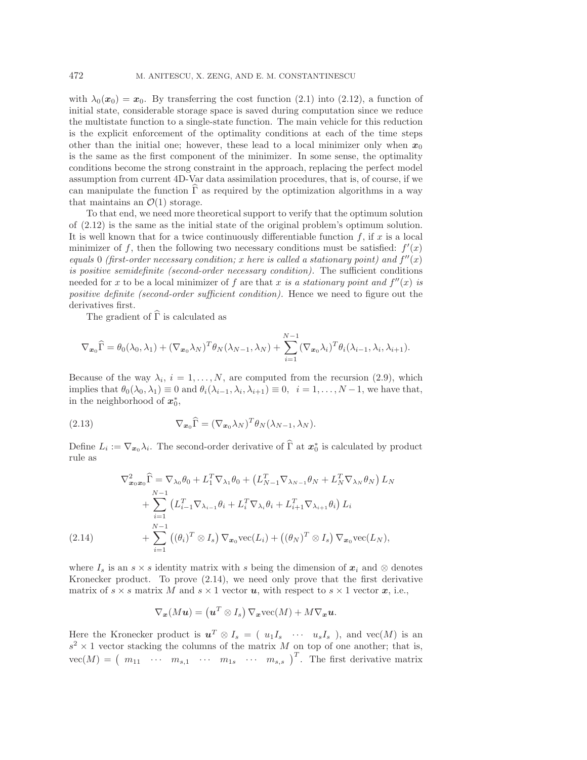with $\lambda_0(\boldsymbol{x}_0) = \boldsymbol{x}_0$. By transferring the cost function (2.1) into (2.12), a function of initial state, considerable storage space is saved during computation since we reduce the multistate function to a single-state function. The main vehicle for this reduction is the explicit enforcement of the optimality conditions at each of the time steps other than the initial one; however, these lead to a local minimizer only when $\boldsymbol{x}_0$ is the same as the first component of the minimizer. In some sense, the optimality conditions become the strong constraint in the approach, replacing the perfect model assumption from current 4D-Var data assimilation procedures, that is, of course, if we can manipulate the function $\widehat{\Gamma}$ as required by the optimization algorithms in a way that maintains an $\mathcal{O}(1)$ storage.

To that end, we need more theoretical support to verify that the optimum solution of (2.12) is the same as the initial state of the original problem's optimum solution. It is well known that for a twice continuously differentiable function $f$, if $x$ is a local minimizer of $f$, then the following two necessary conditions must be satisfied: $f'(x)$ *equals* 0 *(first-order necessary condition; $x$ here is called a stationary point) and $f''(x)$ is positive semidefinite (second-order necessary condition).* The sufficient conditions needed for $x$ to be a local minimizer of $f$ are that *$x$ is a stationary point and $f''(x)$ is positive definite (second-order sufficient condition).* Hence we need to figure out the derivatives first.

The gradient of $\widehat{\Gamma}$ is calculated as

$$\nabla_{\boldsymbol{x}_0}\widehat{\Gamma} = \theta_0(\lambda_0, \lambda_1) + (\nabla_{\boldsymbol{x}_0}\lambda_N)^T\theta_N(\lambda_{N-1}, \lambda_N) + \sum_{i=1}^{N-1}(\nabla_{\boldsymbol{x}_0}\lambda_i)^T\theta_i(\lambda_{i-1}, \lambda_i, \lambda_{i+1}).$$

Because of the way $\lambda_i$, $i = 1, \ldots, N$, are computed from the recursion (2.9), which implies that $\theta_0(\lambda_0, \lambda_1) \equiv 0$ and $\theta_i(\lambda_{i-1}, \lambda_i, \lambda_{i+1}) \equiv 0$, $i = 1, \ldots, N-1$, we have that, in the neighborhood of $\boldsymbol{x}_0^*$,

$$\nabla_{\boldsymbol{x}_0}\widehat{\Gamma} = (\nabla_{\boldsymbol{x}_0}\lambda_N)^T\theta_N(\lambda_{N-1}, \lambda_N). \tag{2.13}$$

Define $L_i := \nabla_{\boldsymbol{x}_0}\lambda_i$. The second-order derivative of $\widehat{\Gamma}$ at $\boldsymbol{x}_0^*$ is calculated by product rule as

$$\begin{aligned}
\nabla^2_{\boldsymbol{x}_0\boldsymbol{x}_0}\widehat{\Gamma} &= \nabla_{\lambda_0}\theta_0 + L_1^T\nabla_{\lambda_1}\theta_0 + \left(L_{N-1}^T\nabla_{\lambda_{N-1}}\theta_N + L_N^T\nabla_{\lambda_N}\theta_N\right)L_N \\
&\quad + \sum_{i=1}^{N-1}\left(L_{i-1}^T\nabla_{\lambda_{i-1}}\theta_i + L_i^T\nabla_{\lambda_i}\theta_i + L_{i+1}^T\nabla_{\lambda_{i+1}}\theta_i\right)L_i \\
&\quad + \sum_{i=1}^{N-1}\left((\theta_i)^T\otimes I_s\right)\nabla_{\boldsymbol{x}_0}\mathrm{vec}(L_i) + \left((\theta_N)^T\otimes I_s\right)\nabla_{\boldsymbol{x}_0}\mathrm{vec}(L_N),
\end{aligned} \tag{2.14}$$

where $I_s$ is an $s \times s$ identity matrix with $s$ being the dimension of $\boldsymbol{x}_i$ and $\otimes$ denotes Kronecker product. To prove (2.14), we need only prove that the first derivative matrix of $s \times s$ matrix $M$ and $s \times 1$ vector $\boldsymbol{u}$, with respect to $s \times 1$ vector $\boldsymbol{x}$, i.e.,

$$\nabla_{\boldsymbol{x}}(M\boldsymbol{u}) = \left(\boldsymbol{u}^T\otimes I_s\right)\nabla_{\boldsymbol{x}}\mathrm{vec}(M) + M\nabla_{\boldsymbol{x}}\boldsymbol{u}.$$

Here the Kronecker product is $\boldsymbol{u}^T \otimes I_s = \begin{pmatrix} u_1 I_s & \cdots & u_s I_s \end{pmatrix}$, and $\mathrm{vec}(M)$ is an $s^2 \times 1$ vector stacking the columns of the matrix $M$ on top of one another; that is, $\mathrm{vec}(M) = \begin{pmatrix} m_{11} & \cdots & m_{s,1} & \cdots & m_{1s} & \cdots & m_{s,s} \end{pmatrix}^T$. The first derivative matrix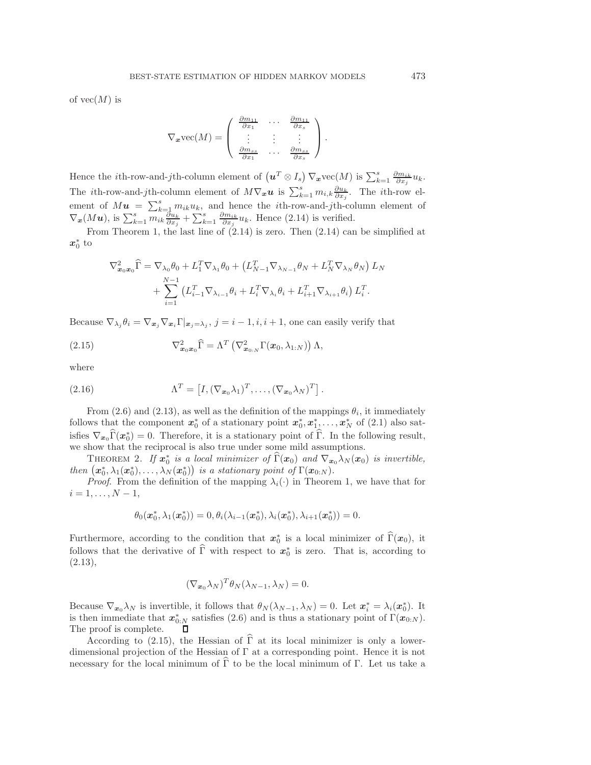of $\mathrm{vec}(M)$ is

$$\nabla_{\boldsymbol{x}} \mathrm{vec}(M) = \begin{pmatrix} \frac{\partial m_{11}}{\partial x_1} & \cdots & \frac{\partial m_{11}}{\partial x_s} \\ \vdots & \vdots & \vdots \\ \frac{\partial m_{ss}}{\partial x_1} & \cdots & \frac{\partial m_{ss}}{\partial x_s} \end{pmatrix}.$$

Hence the $i$th-row-and-$j$th-column element of $\left(\boldsymbol{u}^T \otimes I_s\right) \nabla_{\boldsymbol{x}} \mathrm{vec}(M)$ is $\sum_{k=1}^{s} \frac{\partial m_{ik}}{\partial x_j} u_k$. The $i$th-row-and-$j$th-column element of $M \nabla_{\boldsymbol{x}} \boldsymbol{u}$ is $\sum_{k=1}^{s} m_{i,k} \frac{\partial u_k}{\partial x_j}$. The $i$th-row element of $M\boldsymbol{u} = \sum_{k=1}^{s} m_{ik} u_k$, and hence the $i$th-row-and-$j$th-column element of $\nabla_{\boldsymbol{x}}(M\boldsymbol{u})$, is $\sum_{k=1}^{s} m_{ik} \frac{\partial u_k}{\partial x_j} + \sum_{k=1}^{s} \frac{\partial m_{ik}}{\partial x_j} u_k$. Hence (2.14) is verified.

From Theorem 1, the last line of (2.14) is zero. Then (2.14) can be simplified at $\boldsymbol{x}_0^*$ to

$$\begin{aligned} \nabla^2_{\boldsymbol{x}_0 \boldsymbol{x}_0} \widehat{\Gamma} = {} & \nabla_{\lambda_0} \theta_0 + L_1^T \nabla_{\lambda_1} \theta_0 + \left(L_{N-1}^T \nabla_{\lambda_{N-1}} \theta_N + L_N^T \nabla_{\lambda_N} \theta_N\right) L_N \\ & + \sum_{i=1}^{N-1} \left(L_{i-1}^T \nabla_{\lambda_{i-1}} \theta_i + L_i^T \nabla_{\lambda_i} \theta_i + L_{i+1}^T \nabla_{\lambda_{i+1}} \theta_i\right) L_i^T. \end{aligned}$$

Because $\nabla_{\lambda_j} \theta_i = \nabla_{\boldsymbol{x}_j} \nabla_{\boldsymbol{x}_i} \Gamma|_{\boldsymbol{x}_j = \lambda_j}$, $j = i-1, i, i+1$, one can easily verify that

$$\nabla^2_{\boldsymbol{x}_0 \boldsymbol{x}_0} \widehat{\Gamma} = \Lambda^T \left(\nabla^2_{\boldsymbol{x}_{0:N}} \Gamma(\boldsymbol{x}_0, \lambda_{1:N})\right) \Lambda, \tag{2.15}$$

where

$$\Lambda^T = \left[I, (\nabla_{\boldsymbol{x}_0} \lambda_1)^T, \ldots, (\nabla_{\boldsymbol{x}_0} \lambda_N)^T\right]. \tag{2.16}$$

From (2.6) and (2.13), as well as the definition of the mappings $\theta_i$, it immediately follows that the component $\boldsymbol{x}_0^*$ of a stationary point $\boldsymbol{x}_0^*, \boldsymbol{x}_1^*, \ldots, \boldsymbol{x}_N^*$ of (2.1) also satisfies $\nabla_{\boldsymbol{x}_0} \widehat{\Gamma}(\boldsymbol{x}_0^*) = 0$. Therefore, it is a stationary point of $\widehat{\Gamma}$. In the following result, we show that the reciprocal is also true under some mild assumptions.

THEOREM 2. *If $\boldsymbol{x}_0^*$ is a local minimizer of $\widehat{\Gamma}(\boldsymbol{x}_0)$ and $\nabla_{\boldsymbol{x}_0} \lambda_N(\boldsymbol{x}_0)$ is invertible, then $\left(\boldsymbol{x}_0^*, \lambda_1(\boldsymbol{x}_0^*), \ldots, \lambda_N(\boldsymbol{x}_0^*)\right)$ is a stationary point of $\Gamma(\boldsymbol{x}_{0:N})$.*

*Proof.* From the definition of the mapping $\lambda_i(\cdot)$ in Theorem 1, we have that for $i = 1, \ldots, N-1$,

$$\theta_0(\boldsymbol{x}_0^*, \lambda_1(\boldsymbol{x}_0^*)) = 0, \theta_i(\lambda_{i-1}(\boldsymbol{x}_0^*), \lambda_i(\boldsymbol{x}_0^*), \lambda_{i+1}(\boldsymbol{x}_0^*)) = 0.$$

Furthermore, according to the condition that $\boldsymbol{x}_0^*$ is a local minimizer of $\widehat{\Gamma}(\boldsymbol{x}_0)$, it follows that the derivative of $\widehat{\Gamma}$ with respect to $\boldsymbol{x}_0^*$ is zero. That is, according to (2.13),

$$(\nabla_{\boldsymbol{x}_0} \lambda_N)^T \theta_N(\lambda_{N-1}, \lambda_N) = 0.$$

Because $\nabla_{\boldsymbol{x}_0} \lambda_N$ is invertible, it follows that $\theta_N(\lambda_{N-1}, \lambda_N) = 0$. Let $\boldsymbol{x}_i^* = \lambda_i(\boldsymbol{x}_0^*)$. It is then immediate that $\boldsymbol{x}_{0:N}^*$ satisfies (2.6) and is thus a stationary point of $\Gamma(\boldsymbol{x}_{0:N})$. The proof is complete. $\square$

According to (2.15), the Hessian of $\widehat{\Gamma}$ at its local minimizer is only a lower-dimensional projection of the Hessian of $\Gamma$ at a corresponding point. Hence it is not necessary for the local minimum of $\widehat{\Gamma}$ to be the local minimum of $\Gamma$. Let us take a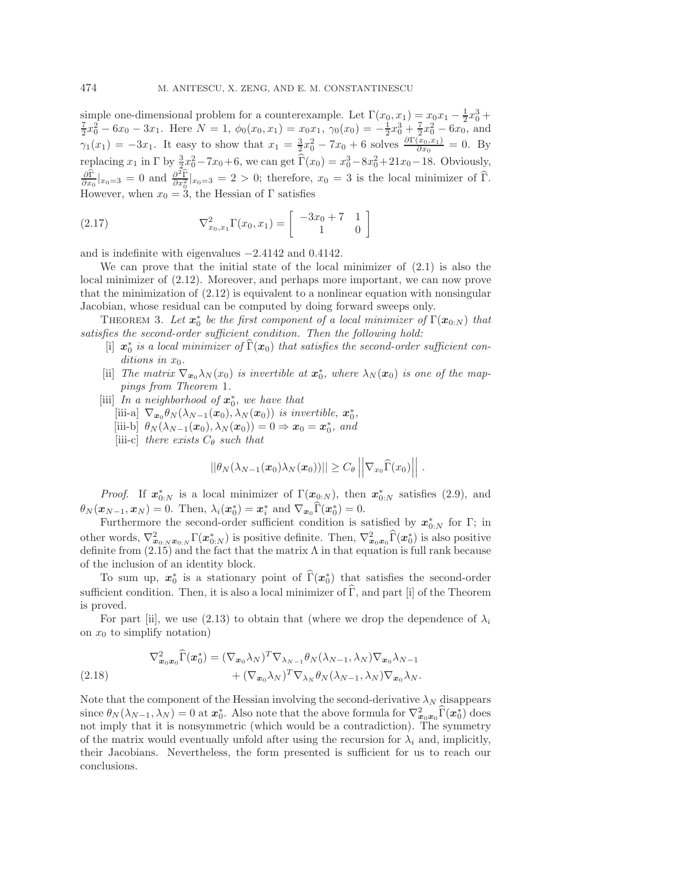simple one-dimensional problem for a counterexample. Let $\Gamma(x_0, x_1) = x_0 x_1 - \frac{1}{2}x_0^3 + \frac{7}{2}x_0^2 - 6x_0 - 3x_1$. Here $N = 1$, $\phi_0(x_0, x_1) = x_0 x_1$, $\gamma_0(x_0) = -\frac{1}{2}x_0^3 + \frac{7}{2}x_0^2 - 6x_0$, and $\gamma_1(x_1) = -3x_1$. It easy to show that $x_1 = \frac{3}{2}x_0^2 - 7x_0 + 6$ solves $\frac{\partial \Gamma(x_0, x_1)}{\partial x_0} = 0$. By replacing $x_1$ in $\Gamma$ by $\frac{3}{2}x_0^2 - 7x_0 + 6$, we can get $\widehat{\Gamma}(x_0) = x_0^3 - 8x_0^2 + 21x_0 - 18$. Obviously, $\frac{\partial \widehat{\Gamma}}{\partial x_0}|_{x_0=3} = 0$ and $\frac{\partial^2 \widehat{\Gamma}}{\partial x_0^2}|_{x_0=3} = 2 > 0$; therefore, $x_0 = 3$ is the local minimizer of $\widehat{\Gamma}$. However, when $x_0 = 3$, the Hessian of $\Gamma$ satisfies

$$\nabla^2_{x_0, x_1} \Gamma(x_0, x_1) = \begin{bmatrix} -3x_0 + 7 & 1 \\ 1 & 0 \end{bmatrix} \tag{2.17}$$

and is indefinite with eigenvalues $-2.4142$ and $0.4142$.

We can prove that the initial state of the local minimizer of (2.1) is also the local minimizer of (2.12). Moreover, and perhaps more important, we can now prove that the minimization of (2.12) is equivalent to a nonlinear equation with nonsingular Jacobian, whose residual can be computed by doing forward sweeps only.

THEOREM 3. *Let $\boldsymbol{x}_0^*$ be the first component of a local minimizer of $\Gamma(\boldsymbol{x}_{0:N})$ that satisfies the second-order sufficient condition. Then the following hold:*

[i] *$\boldsymbol{x}_0^*$ is a local minimizer of $\widehat{\Gamma}(\boldsymbol{x}_0)$ that satisfies the second-order sufficient conditions in $x_0$.*

[ii] *The matrix $\nabla_{\boldsymbol{x}_0} \lambda_N(x_0)$ is invertible at $\boldsymbol{x}_0^*$, where $\lambda_N(\boldsymbol{x}_0)$ is one of the mappings from Theorem 1.*

[iii] *In a neighborhood of $\boldsymbol{x}_0^*$, we have that*

[iii-a] *$\nabla_{\boldsymbol{x}_0} \theta_N(\lambda_{N-1}(\boldsymbol{x}_0), \lambda_N(\boldsymbol{x}_0))$ is invertible, $\boldsymbol{x}_0^*$,*

[iii-b] *$\theta_N(\lambda_{N-1}(\boldsymbol{x}_0), \lambda_N(\boldsymbol{x}_0)) = 0 \Rightarrow \boldsymbol{x}_0 = \boldsymbol{x}_0^*$, and*

[iii-c] *there exists $C_\theta$ such that*

$$||\theta_N(\lambda_{N-1}(\boldsymbol{x}_0)\lambda_N(\boldsymbol{x}_0))|| \geq C_\theta \left|\left| \nabla_{x_0} \widehat{\Gamma}(x_0) \right|\right| .$$

*Proof.* If $\boldsymbol{x}_{0:N}^*$ is a local minimizer of $\Gamma(\boldsymbol{x}_{0:N})$, then $\boldsymbol{x}_{0:N}^*$ satisfies (2.9), and $\theta_N(\boldsymbol{x}_{N-1}, \boldsymbol{x}_N) = 0$. Then, $\lambda_i(\boldsymbol{x}_0^*) = \boldsymbol{x}_i^*$ and $\nabla_{\boldsymbol{x}_0} \widehat{\Gamma}(\boldsymbol{x}_0^*) = 0$.

Furthermore the second-order sufficient condition is satisfied by $\boldsymbol{x}_{0:N}^*$ for $\Gamma$; in other words, $\nabla^2_{\boldsymbol{x}_{0:N} \boldsymbol{x}_{0:N}} \Gamma(\boldsymbol{x}_{0:N}^*)$ is positive definite. Then, $\nabla^2_{\boldsymbol{x}_0 \boldsymbol{x}_0} \widehat{\Gamma}(\boldsymbol{x}_0^*)$ is also positive definite from (2.15) and the fact that the matrix $\Lambda$ in that equation is full rank because of the inclusion of an identity block.

To sum up, $\boldsymbol{x}_0^*$ is a stationary point of $\widehat{\Gamma}(\boldsymbol{x}_0^*)$ that satisfies the second-order sufficient condition. Then, it is also a local minimizer of $\widehat{\Gamma}$, and part [i] of the Theorem is proved.

For part [ii], we use (2.13) to obtain that (where we drop the dependence of $\lambda_i$ on $x_0$ to simplify notation)

$$\begin{aligned} \nabla^2_{\boldsymbol{x}_0 \boldsymbol{x}_0} \widehat{\Gamma}(\boldsymbol{x}_0^*) &= (\nabla_{\boldsymbol{x}_0} \lambda_N)^T \nabla_{\lambda_{N-1}} \theta_N(\lambda_{N-1}, \lambda_N) \nabla_{\boldsymbol{x}_0} \lambda_{N-1} \\ &\quad + (\nabla_{\boldsymbol{x}_0} \lambda_N)^T \nabla_{\lambda_N} \theta_N(\lambda_{N-1}, \lambda_N) \nabla_{\boldsymbol{x}_0} \lambda_N. \end{aligned} \tag{2.18}$$

Note that the component of the Hessian involving the second-derivative $\lambda_N$ disappears since $\theta_N(\lambda_{N-1}, \lambda_N) = 0$ at $\boldsymbol{x}_0^*$. Also note that the above formula for $\nabla^2_{\boldsymbol{x}_0 \boldsymbol{x}_0} \widehat{\Gamma}(\boldsymbol{x}_0^*)$ does not imply that it is nonsymmetric (which would be a contradiction). The symmetry of the matrix would eventually unfold after using the recursion for $\lambda_i$ and, implicitly, their Jacobians. Nevertheless, the form presented is sufficient for us to reach our conclusions.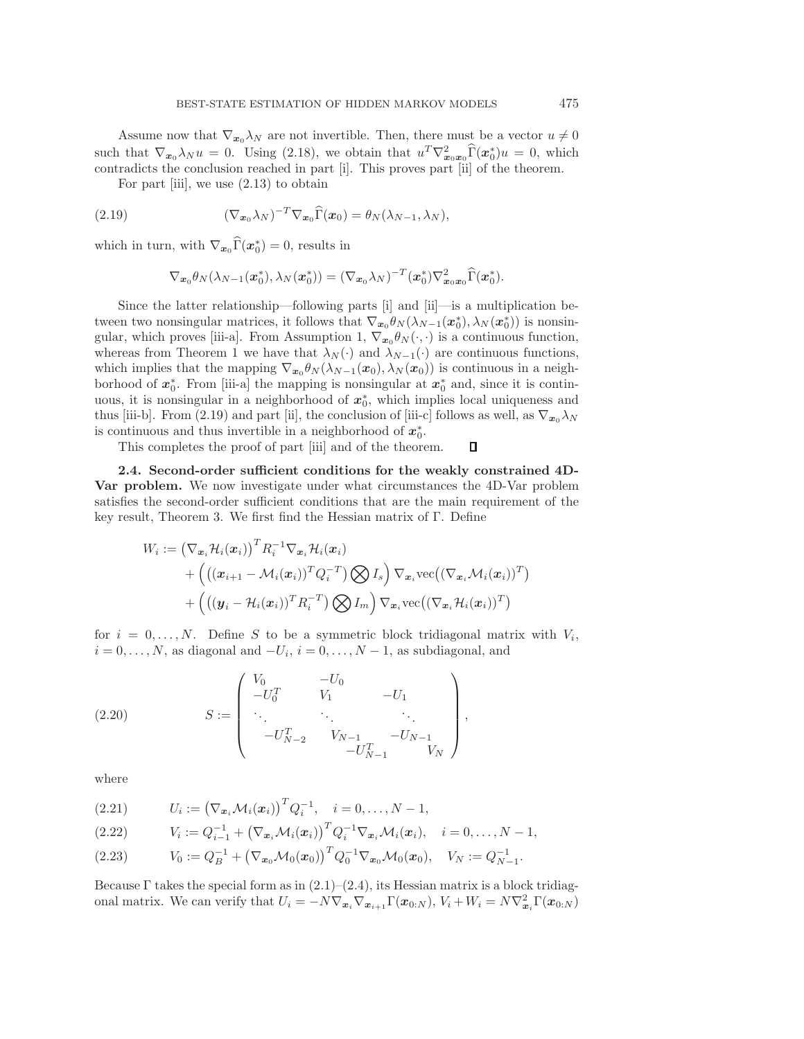Assume now that $\nabla_{\boldsymbol{x}_0}\lambda_N$ are not invertible. Then, there must be a vector $u \neq 0$ such that $\nabla_{\boldsymbol{x}_0}\lambda_N u = 0$. Using (2.18), we obtain that $u^T \nabla^2_{\boldsymbol{x}_0\boldsymbol{x}_0}\widehat{\Gamma}(\boldsymbol{x}_0^*)u = 0$, which contradicts the conclusion reached in part [i]. This proves part [ii] of the theorem.

For part [iii], we use (2.13) to obtain

$$
(\nabla_{\boldsymbol{x}_0}\lambda_N)^{-T}\nabla_{\boldsymbol{x}_0}\widehat{\Gamma}(\boldsymbol{x}_0) = \theta_N(\lambda_{N-1}, \lambda_N), \tag{2.19}
$$

which in turn, with $\nabla_{\boldsymbol{x}_0}\widehat{\Gamma}(\boldsymbol{x}_0^*) = 0$, results in

$$
\nabla_{\boldsymbol{x}_0}\theta_N(\lambda_{N-1}(\boldsymbol{x}_0^*), \lambda_N(\boldsymbol{x}_0^*)) = (\nabla_{\boldsymbol{x}_0}\lambda_N)^{-T}(\boldsymbol{x}_0^*)\nabla^2_{\boldsymbol{x}_0\boldsymbol{x}_0}\widehat{\Gamma}(\boldsymbol{x}_0^*).
$$

Since the latter relationship—following parts [i] and [ii]—is a multiplication between two nonsingular matrices, it follows that $\nabla_{\boldsymbol{x}_0}\theta_N(\lambda_{N-1}(\boldsymbol{x}_0^*), \lambda_N(\boldsymbol{x}_0^*))$ is nonsingular, which proves [iii-a]. From Assumption 1, $\nabla_{\boldsymbol{x}_0}\theta_N(\cdot,\cdot)$ is a continuous function, whereas from Theorem 1 we have that $\lambda_N(\cdot)$ and $\lambda_{N-1}(\cdot)$ are continuous functions, which implies that the mapping $\nabla_{\boldsymbol{x}_0}\theta_N(\lambda_{N-1}(\boldsymbol{x}_0), \lambda_N(\boldsymbol{x}_0))$ is continuous in a neighborhood of $\boldsymbol{x}_0^*$. From [iii-a] the mapping is nonsingular at $\boldsymbol{x}_0^*$ and, since it is continuous, it is nonsingular in a neighborhood of $\boldsymbol{x}_0^*$, which implies local uniqueness and thus [iii-b]. From (2.19) and part [ii], the conclusion of [iii-c] follows as well, as $\nabla_{\boldsymbol{x}_0}\lambda_N$ is continuous and thus invertible in a neighborhood of $\boldsymbol{x}_0^*$.

This completes the proof of part [iii] and of the theorem. ∎

**2.4. Second-order sufficient conditions for the weakly constrained 4D-Var problem.** We now investigate under what circumstances the 4D-Var problem satisfies the second-order sufficient conditions that are the main requirement of the key result, Theorem 3. We first find the Hessian matrix of $\Gamma$. Define

$$
\begin{aligned}
W_i := &\left(\nabla_{\boldsymbol{x}_i}\mathcal{H}_i(\boldsymbol{x}_i)\right)^T R_i^{-1}\nabla_{\boldsymbol{x}_i}\mathcal{H}_i(\boldsymbol{x}_i)\\
&+ \left(\left((\boldsymbol{x}_{i+1} - \mathcal{M}_i(\boldsymbol{x}_i))^T Q_i^{-T}\right)\bigotimes I_s\right)\nabla_{\boldsymbol{x}_i}\mathrm{vec}\big((\nabla_{\boldsymbol{x}_i}\mathcal{M}_i(\boldsymbol{x}_i))^T\big)\\
&+ \left(\left((\boldsymbol{y}_i - \mathcal{H}_i(\boldsymbol{x}_i))^T R_i^{-T}\right)\bigotimes I_m\right)\nabla_{\boldsymbol{x}_i}\mathrm{vec}\big((\nabla_{\boldsymbol{x}_i}\mathcal{H}_i(\boldsymbol{x}_i))^T\big)
\end{aligned}
$$

for $i = 0, \ldots, N$. Define $S$ to be a symmetric block tridiagonal matrix with $V_i$, $i = 0, \ldots, N$, as diagonal and $-U_i$, $i = 0, \ldots, N-1$, as subdiagonal, and

$$
S := \begin{pmatrix}
V_0 & -U_0 & & \\
-U_0^T & V_1 & -U_1 & \\
\ddots & \ddots & \ddots & \\
-U_{N-2}^T & V_{N-1} & -U_{N-1} & \\
& -U_{N-1}^T & V_N &
\end{pmatrix}, \tag{2.20}
$$

where

$$
U_i := \left(\nabla_{\boldsymbol{x}_i}\mathcal{M}_i(\boldsymbol{x}_i)\right)^T Q_i^{-1}, \quad i = 0, \ldots, N-1, \tag{2.21}
$$

$$
V_i := Q_{i-1}^{-1} + \left(\nabla_{\boldsymbol{x}_i}\mathcal{M}_i(\boldsymbol{x}_i)\right)^T Q_i^{-1}\nabla_{\boldsymbol{x}_i}\mathcal{M}_i(\boldsymbol{x}_i), \quad i = 0, \ldots, N-1, \tag{2.22}
$$

$$
V_0 := Q_B^{-1} + \left(\nabla_{\boldsymbol{x}_0}\mathcal{M}_0(\boldsymbol{x}_0)\right)^T Q_0^{-1}\nabla_{\boldsymbol{x}_0}\mathcal{M}_0(\boldsymbol{x}_0), \quad V_N := Q_{N-1}^{-1}. \tag{2.23}
$$

Because $\Gamma$ takes the special form as in (2.1)–(2.4), its Hessian matrix is a block tridiagonal matrix. We can verify that $U_i = -N\nabla_{\boldsymbol{x}_i}\nabla_{\boldsymbol{x}_{i+1}}\Gamma(\boldsymbol{x}_{0:N})$, $V_i + W_i = N\nabla^2_{\boldsymbol{x}_i}\Gamma(\boldsymbol{x}_{0:N})$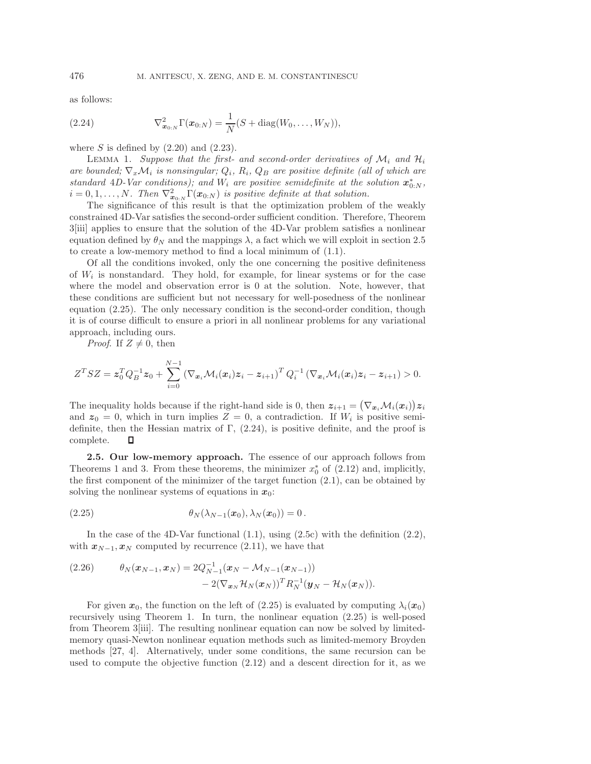as follows:

$$\nabla^2_{\boldsymbol{x}_{0:N}} \Gamma(\boldsymbol{x}_{0:N}) = \frac{1}{N}(S + \operatorname{diag}(W_0, \ldots, W_N)), \tag{2.24}$$

where $S$ is defined by (2.20) and (2.23).

LEMMA 1. *Suppose that the first- and second-order derivatives of $\mathcal{M}_i$ and $\mathcal{H}_i$ are bounded; $\nabla_x \mathcal{M}_i$ is nonsingular; $Q_i$, $R_i$, $Q_B$ are positive definite (all of which are standard 4D-Var conditions); and $W_i$ are positive semidefinite at the solution $\boldsymbol{x}^*_{0:N}$, $i = 0, 1, \ldots, N$. Then $\nabla^2_{\boldsymbol{x}_{0:N}} \Gamma(\boldsymbol{x}_{0:N})$ is positive definite at that solution.*

The significance of this result is that the optimization problem of the weakly constrained 4D-Var satisfies the second-order sufficient condition. Therefore, Theorem 3[iii] applies to ensure that the solution of the 4D-Var problem satisfies a nonlinear equation defined by $\theta_N$ and the mappings $\lambda$, a fact which we will exploit in section 2.5 to create a low-memory method to find a local minimum of (1.1).

Of all the conditions invoked, only the one concerning the positive definiteness of $W_i$ is nonstandard. They hold, for example, for linear systems or for the case where the model and observation error is 0 at the solution. Note, however, that these conditions are sufficient but not necessary for well-posedness of the nonlinear equation (2.25). The only necessary condition is the second-order condition, though it is of course difficult to ensure a priori in all nonlinear problems for any variational approach, including ours.

*Proof.* If $Z \neq 0$, then

$$Z^T S Z = \boldsymbol{z}_0^T Q_B^{-1} \boldsymbol{z}_0 + \sum_{i=0}^{N-1} \left(\nabla_{\boldsymbol{x}_i} \mathcal{M}_i(\boldsymbol{x}_i) \boldsymbol{z}_i - \boldsymbol{z}_{i+1}\right)^T Q_i^{-1} \left(\nabla_{\boldsymbol{x}_i} \mathcal{M}_i(\boldsymbol{x}_i) \boldsymbol{z}_i - \boldsymbol{z}_{i+1}\right) > 0.$$

The inequality holds because if the right-hand side is 0, then $\boldsymbol{z}_{i+1} = \left(\nabla_{\boldsymbol{x}_i} \mathcal{M}_i(\boldsymbol{x}_i)\right) \boldsymbol{z}_i$ and $\boldsymbol{z}_0 = 0$, which in turn implies $Z = 0$, a contradiction. If $W_i$ is positive semidefinite, then the Hessian matrix of $\Gamma$, (2.24), is positive definite, and the proof is complete. $\square$

**2.5. Our low-memory approach.** The essence of our approach follows from Theorems 1 and 3. From these theorems, the minimizer $x_0^*$ of (2.12) and, implicitly, the first component of the minimizer of the target function (2.1), can be obtained by solving the nonlinear systems of equations in $\boldsymbol{x}_0$:

$$\theta_N(\lambda_{N-1}(\boldsymbol{x}_0), \lambda_N(\boldsymbol{x}_0)) = 0\,. \tag{2.25}$$

In the case of the 4D-Var functional (1.1), using (2.5c) with the definition (2.2), with $\boldsymbol{x}_{N-1}, \boldsymbol{x}_N$ computed by recurrence (2.11), we have that

$$\begin{aligned} \theta_N(\boldsymbol{x}_{N-1}, \boldsymbol{x}_N) = {} & 2Q_{N-1}^{-1}(\boldsymbol{x}_N - \mathcal{M}_{N-1}(\boldsymbol{x}_{N-1})) \\ & - 2(\nabla_{\boldsymbol{x}_N} \mathcal{H}_N(\boldsymbol{x}_N))^T R_N^{-1}(\boldsymbol{y}_N - \mathcal{H}_N(\boldsymbol{x}_N)). \end{aligned} \tag{2.26}$$

For given $\boldsymbol{x}_0$, the function on the left of (2.25) is evaluated by computing $\lambda_i(\boldsymbol{x}_0)$ recursively using Theorem 1. In turn, the nonlinear equation (2.25) is well-posed from Theorem 3[iii]. The resulting nonlinear equation can now be solved by limited-memory quasi-Newton nonlinear equation methods such as limited-memory Broyden methods [27, 4]. Alternatively, under some conditions, the same recursion can be used to compute the objective function (2.12) and a descent direction for it, as we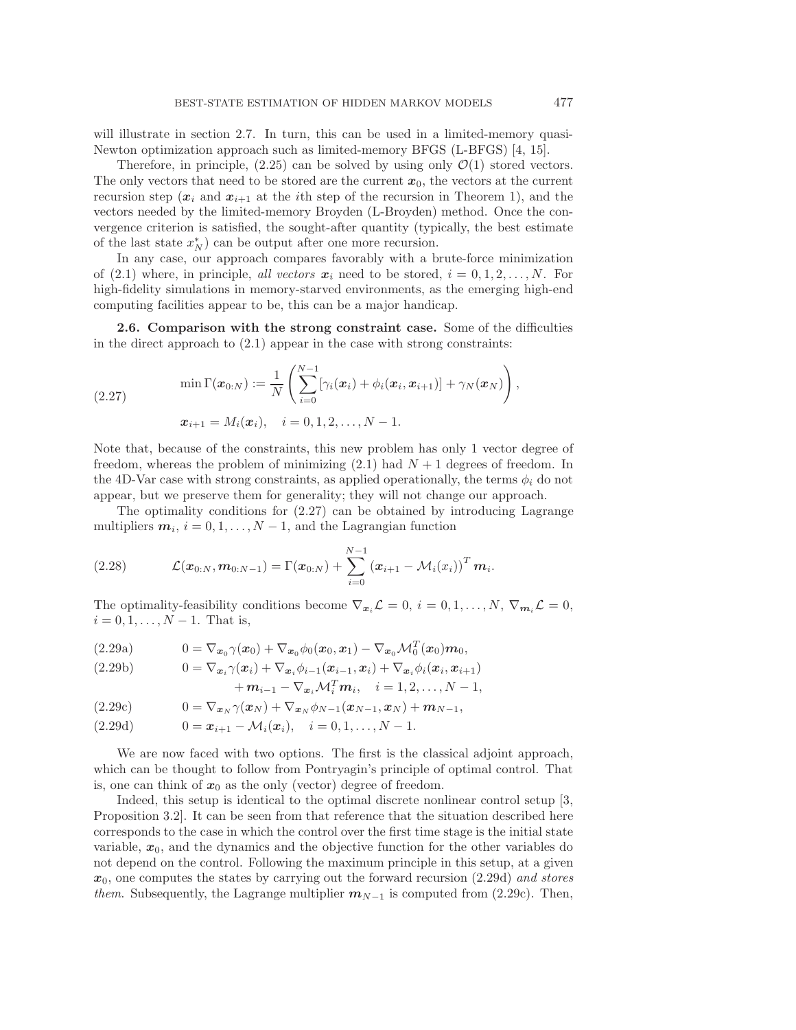will illustrate in section 2.7. In turn, this can be used in a limited-memory quasi-Newton optimization approach such as limited-memory BFGS (L-BFGS) [4, 15].

Therefore, in principle, (2.25) can be solved by using only $\mathcal{O}(1)$ stored vectors. The only vectors that need to be stored are the current $\boldsymbol{x}_0$, the vectors at the current recursion step ($\boldsymbol{x}_i$ and $\boldsymbol{x}_{i+1}$ at the $i$th step of the recursion in Theorem 1), and the vectors needed by the limited-memory Broyden (L-Broyden) method. Once the convergence criterion is satisfied, the sought-after quantity (typically, the best estimate of the last state $x_N^*$) can be output after one more recursion.

In any case, our approach compares favorably with a brute-force minimization of (2.1) where, in principle, *all vectors* $\boldsymbol{x}_i$ need to be stored, $i = 0, 1, 2, \ldots, N$. For high-fidelity simulations in memory-starved environments, as the emerging high-end computing facilities appear to be, this can be a major handicap.

**2.6. Comparison with the strong constraint case.** Some of the difficulties in the direct approach to (2.1) appear in the case with strong constraints:

$$
\begin{aligned}
&\min \Gamma(\boldsymbol{x}_{0:N}) := \frac{1}{N}\left(\sum_{i=0}^{N-1}[\gamma_i(\boldsymbol{x}_i) + \phi_i(\boldsymbol{x}_i, \boldsymbol{x}_{i+1})] + \gamma_N(\boldsymbol{x}_N)\right), \\
&\boldsymbol{x}_{i+1} = M_i(\boldsymbol{x}_i), \quad i = 0, 1, 2, \ldots, N-1.
\end{aligned} \tag{2.27}
$$

Note that, because of the constraints, this new problem has only 1 vector degree of freedom, whereas the problem of minimizing (2.1) had $N+1$ degrees of freedom. In the 4D-Var case with strong constraints, as applied operationally, the terms $\phi_i$ do not appear, but we preserve them for generality; they will not change our approach.

The optimality conditions for (2.27) can be obtained by introducing Lagrange multipliers $\boldsymbol{m}_i$, $i = 0, 1, \ldots, N-1$, and the Lagrangian function

$$
\mathcal{L}(\boldsymbol{x}_{0:N}, \boldsymbol{m}_{0:N-1}) = \Gamma(\boldsymbol{x}_{0:N}) + \sum_{i=0}^{N-1}\left(\boldsymbol{x}_{i+1} - \mathcal{M}_i(x_i)\right)^T \boldsymbol{m}_i. \tag{2.28}
$$

The optimality-feasibility conditions become $\nabla_{\boldsymbol{x}_i}\mathcal{L} = 0$, $i = 0, 1, \ldots, N$, $\nabla_{\boldsymbol{m}_i}\mathcal{L} = 0$, $i = 0, 1, \ldots, N-1$. That is,

$$
0 = \nabla_{\boldsymbol{x}_0}\gamma(\boldsymbol{x}_0) + \nabla_{\boldsymbol{x}_0}\phi_0(\boldsymbol{x}_0, \boldsymbol{x}_1) - \nabla_{\boldsymbol{x}_0}\mathcal{M}_0^T(\boldsymbol{x}_0)\boldsymbol{m}_0, \tag{2.29a}
$$

$$
\begin{aligned}
0 = {} & \nabla_{\boldsymbol{x}_i}\gamma(\boldsymbol{x}_i) + \nabla_{\boldsymbol{x}_i}\phi_{i-1}(\boldsymbol{x}_{i-1}, \boldsymbol{x}_i) + \nabla_{\boldsymbol{x}_i}\phi_i(\boldsymbol{x}_i, \boldsymbol{x}_{i+1}) \\
& + \boldsymbol{m}_{i-1} - \nabla_{\boldsymbol{x}_i}\mathcal{M}_i^T\boldsymbol{m}_i, \quad i = 1, 2, \ldots, N-1,
\end{aligned} \tag{2.29b}
$$

$$
0 = \nabla_{\boldsymbol{x}_N}\gamma(\boldsymbol{x}_N) + \nabla_{\boldsymbol{x}_N}\phi_{N-1}(\boldsymbol{x}_{N-1}, \boldsymbol{x}_N) + \boldsymbol{m}_{N-1}, \tag{2.29c}
$$

$$
0 = \boldsymbol{x}_{i+1} - \mathcal{M}_i(\boldsymbol{x}_i), \quad i = 0, 1, \ldots, N-1. \tag{2.29d}
$$

We are now faced with two options. The first is the classical adjoint approach, which can be thought to follow from Pontryagin's principle of optimal control. That is, one can think of $\boldsymbol{x}_0$ as the only (vector) degree of freedom.

Indeed, this setup is identical to the optimal discrete nonlinear control setup [3, Proposition 3.2]. It can be seen from that reference that the situation described here corresponds to the case in which the control over the first time stage is the initial state variable, $\boldsymbol{x}_0$, and the dynamics and the objective function for the other variables do not depend on the control. Following the maximum principle in this setup, at a given $\boldsymbol{x}_0$, one computes the states by carrying out the forward recursion (2.29d) *and stores them.* Subsequently, the Lagrange multiplier $\boldsymbol{m}_{N-1}$ is computed from (2.29c). Then,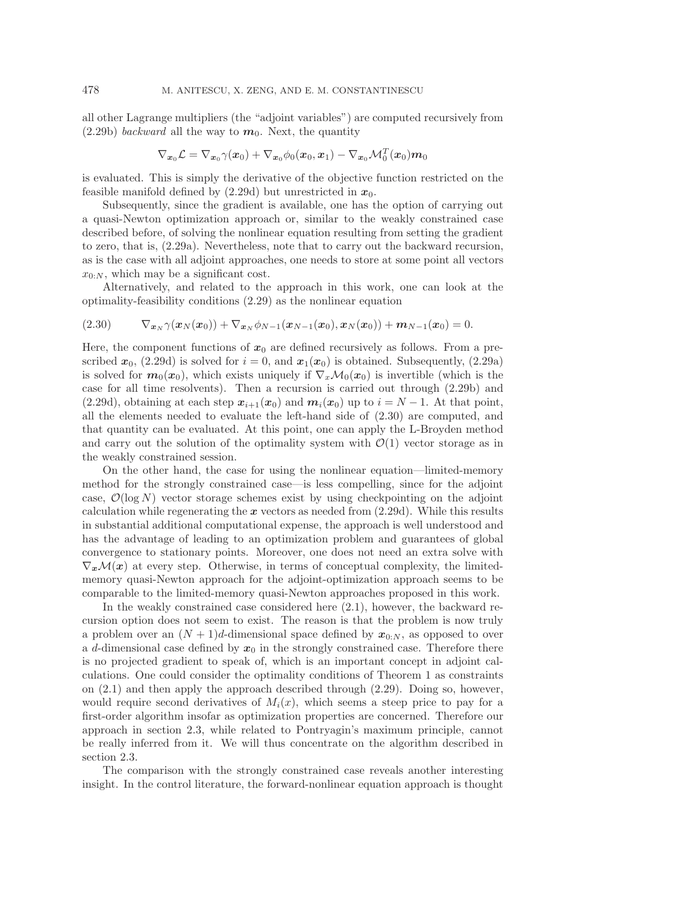all other Lagrange multipliers (the "adjoint variables") are computed recursively from (2.29b) *backward* all the way to $\boldsymbol{m}_0$. Next, the quantity

$$\nabla_{\boldsymbol{x}_0}\mathcal{L} = \nabla_{\boldsymbol{x}_0}\gamma(\boldsymbol{x}_0) + \nabla_{\boldsymbol{x}_0}\phi_0(\boldsymbol{x}_0, \boldsymbol{x}_1) - \nabla_{\boldsymbol{x}_0}\mathcal{M}_0^T(\boldsymbol{x}_0)\boldsymbol{m}_0$$

is evaluated. This is simply the derivative of the objective function restricted on the feasible manifold defined by (2.29d) but unrestricted in $\boldsymbol{x}_0$.

Subsequently, since the gradient is available, one has the option of carrying out a quasi-Newton optimization approach or, similar to the weakly constrained case described before, of solving the nonlinear equation resulting from setting the gradient to zero, that is, (2.29a). Nevertheless, note that to carry out the backward recursion, as is the case with all adjoint approaches, one needs to store at some point all vectors $x_{0:N}$, which may be a significant cost.

Alternatively, and related to the approach in this work, one can look at the optimality-feasibility conditions (2.29) as the nonlinear equation

$$\nabla_{\boldsymbol{x}_N}\gamma(\boldsymbol{x}_N(\boldsymbol{x}_0)) + \nabla_{\boldsymbol{x}_N}\phi_{N-1}(\boldsymbol{x}_{N-1}(\boldsymbol{x}_0), \boldsymbol{x}_N(\boldsymbol{x}_0)) + \boldsymbol{m}_{N-1}(\boldsymbol{x}_0) = 0. \tag{2.30}$$

Here, the component functions of $\boldsymbol{x}_0$ are defined recursively as follows. From a prescribed $\boldsymbol{x}_0$, (2.29d) is solved for $i = 0$, and $\boldsymbol{x}_1(\boldsymbol{x}_0)$ is obtained. Subsequently, (2.29a) is solved for $\boldsymbol{m}_0(\boldsymbol{x}_0)$, which exists uniquely if $\nabla_x\mathcal{M}_0(\boldsymbol{x}_0)$ is invertible (which is the case for all time resolvents). Then a recursion is carried out through (2.29b) and (2.29d), obtaining at each step $\boldsymbol{x}_{i+1}(\boldsymbol{x}_0)$ and $\boldsymbol{m}_i(\boldsymbol{x}_0)$ up to $i = N - 1$. At that point, all the elements needed to evaluate the left-hand side of (2.30) are computed, and that quantity can be evaluated. At this point, one can apply the L-Broyden method and carry out the solution of the optimality system with $\mathcal{O}(1)$ vector storage as in the weakly constrained session.

On the other hand, the case for using the nonlinear equation—limited-memory method for the strongly constrained case—is less compelling, since for the adjoint case, $\mathcal{O}(\log N)$ vector storage schemes exist by using checkpointing on the adjoint calculation while regenerating the $\boldsymbol{x}$ vectors as needed from (2.29d). While this results in substantial additional computational expense, the approach is well understood and has the advantage of leading to an optimization problem and guarantees of global convergence to stationary points. Moreover, one does not need an extra solve with $\nabla_{\boldsymbol{x}}\mathcal{M}(\boldsymbol{x})$ at every step. Otherwise, in terms of conceptual complexity, the limited-memory quasi-Newton approach for the adjoint-optimization approach seems to be comparable to the limited-memory quasi-Newton approaches proposed in this work.

In the weakly constrained case considered here (2.1), however, the backward recursion option does not seem to exist. The reason is that the problem is now truly a problem over an $(N + 1)d$-dimensional space defined by $\boldsymbol{x}_{0:N}$, as opposed to over a $d$-dimensional case defined by $\boldsymbol{x}_0$ in the strongly constrained case. Therefore there is no projected gradient to speak of, which is an important concept in adjoint calculations. One could consider the optimality conditions of Theorem 1 as constraints on (2.1) and then apply the approach described through (2.29). Doing so, however, would require second derivatives of $M_i(x)$, which seems a steep price to pay for a first-order algorithm insofar as optimization properties are concerned. Therefore our approach in section 2.3, while related to Pontryagin's maximum principle, cannot be really inferred from it. We will thus concentrate on the algorithm described in section 2.3.

The comparison with the strongly constrained case reveals another interesting insight. In the control literature, the forward-nonlinear equation approach is thought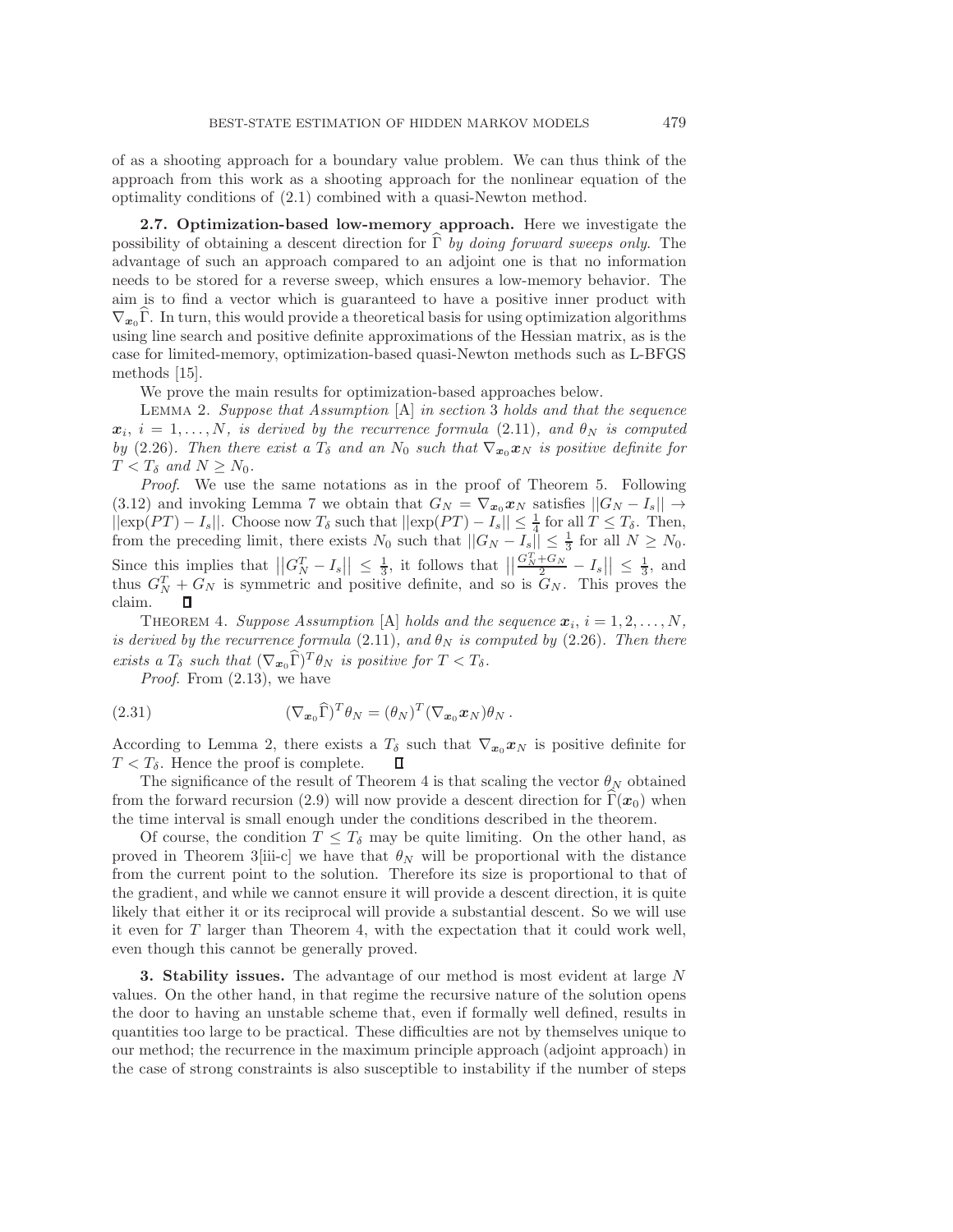of as a shooting approach for a boundary value problem. We can thus think of the approach from this work as a shooting approach for the nonlinear equation of the optimality conditions of (2.1) combined with a quasi-Newton method.

**2.7. Optimization-based low-memory approach.** Here we investigate the possibility of obtaining a descent direction for $\widehat{\Gamma}$ *by doing forward sweeps only*. The advantage of such an approach compared to an adjoint one is that no information needs to be stored for a reverse sweep, which ensures a low-memory behavior. The aim is to find a vector which is guaranteed to have a positive inner product with $\nabla_{\boldsymbol{x}_0}\widehat{\Gamma}$. In turn, this would provide a theoretical basis for using optimization algorithms using line search and positive definite approximations of the Hessian matrix, as is the case for limited-memory, optimization-based quasi-Newton methods such as L-BFGS methods [15].

We prove the main results for optimization-based approaches below.

Lemma 2. *Suppose that Assumption* [A] *in section* 3 *holds and that the sequence* $\boldsymbol{x}_i$, $i = 1, \ldots, N$, *is derived by the recurrence formula* (2.11), *and* $\theta_N$ *is computed by* (2.26). *Then there exist a* $T_\delta$ *and an* $N_0$ *such that* $\nabla_{\boldsymbol{x}_0}\boldsymbol{x}_N$ *is positive definite for* $T < T_\delta$ *and* $N \geq N_0$.

*Proof*. We use the same notations as in the proof of Theorem 5. Following (3.12) and invoking Lemma 7 we obtain that $G_N = \nabla_{\boldsymbol{x}_0}\boldsymbol{x}_N$ satisfies $||G_N - I_s|| \to ||\exp(PT) - I_s||$. Choose now $T_\delta$ such that $||\exp(PT) - I_s|| \leq \frac{1}{4}$ for all $T \leq T_\delta$. Then, from the preceding limit, there exists $N_0$ such that $||G_N - I_s|| \leq \frac{1}{3}$ for all $N \geq N_0$. Since this implies that $\left|\left|G_N^T - I_s\right|\right| \leq \frac{1}{3}$, it follows that $\left|\left|\frac{G_N^T + G_N}{2} - I_s\right|\right| \leq \frac{1}{3}$, and thus $G_N^T + G_N$ is symmetric and positive definite, and so is $G_N$. This proves the claim. ∎

Theorem 4. *Suppose Assumption* [A] *holds and the sequence* $\boldsymbol{x}_i$, $i = 1, 2, \ldots, N$, *is derived by the recurrence formula* (2.11), *and* $\theta_N$ *is computed by* (2.26). *Then there exists a* $T_\delta$ *such that* $(\nabla_{\boldsymbol{x}_0}\widehat{\Gamma})^T\theta_N$ *is positive for* $T < T_\delta$.

*Proof*. From (2.13), we have

$$(\nabla_{\boldsymbol{x}_0}\widehat{\Gamma})^T\theta_N = (\theta_N)^T(\nabla_{\boldsymbol{x}_0}\boldsymbol{x}_N)\theta_N \,. \tag{2.31}$$

According to Lemma 2, there exists a $T_\delta$ such that $\nabla_{\boldsymbol{x}_0}\boldsymbol{x}_N$ is positive definite for $T < T_\delta$. Hence the proof is complete. ∎

The significance of the result of Theorem 4 is that scaling the vector $\theta_N$ obtained from the forward recursion (2.9) will now provide a descent direction for $\widehat{\Gamma}(\boldsymbol{x}_0)$ when the time interval is small enough under the conditions described in the theorem.

Of course, the condition $T \leq T_\delta$ may be quite limiting. On the other hand, as proved in Theorem 3[iii-c] we have that $\theta_N$ will be proportional with the distance from the current point to the solution. Therefore its size is proportional to that of the gradient, and while we cannot ensure it will provide a descent direction, it is quite likely that either it or its reciprocal will provide a substantial descent. So we will use it even for $T$ larger than Theorem 4, with the expectation that it could work well, even though this cannot be generally proved.

**3. Stability issues.** The advantage of our method is most evident at large $N$ values. On the other hand, in that regime the recursive nature of the solution opens the door to having an unstable scheme that, even if formally well defined, results in quantities too large to be practical. These difficulties are not by themselves unique to our method; the recurrence in the maximum principle approach (adjoint approach) in the case of strong constraints is also susceptible to instability if the number of steps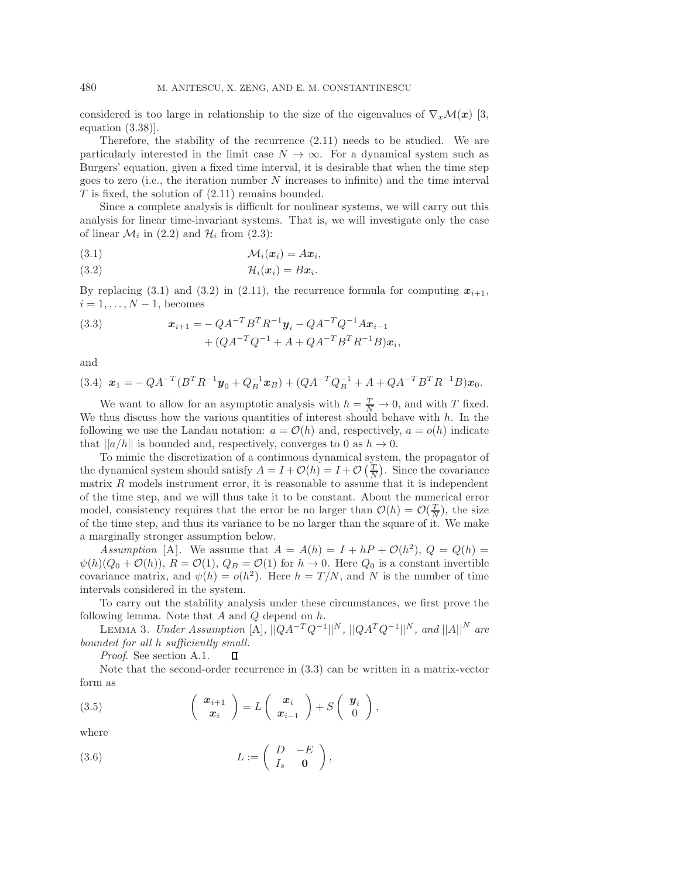considered is too large in relationship to the size of the eigenvalues of $\nabla_x \mathcal{M}(\boldsymbol{x})$ [3, equation (3.38)].

Therefore, the stability of the recurrence (2.11) needs to be studied. We are particularly interested in the limit case $N \to \infty$. For a dynamical system such as Burgers' equation, given a fixed time interval, it is desirable that when the time step goes to zero (i.e., the iteration number $N$ increases to infinite) and the time interval $T$ is fixed, the solution of (2.11) remains bounded.

Since a complete analysis is difficult for nonlinear systems, we will carry out this analysis for linear time-invariant systems. That is, we will investigate only the case of linear $\mathcal{M}_i$ in (2.2) and $\mathcal{H}_i$ from (2.3):

$$\mathcal{M}_i(\boldsymbol{x}_i) = A\boldsymbol{x}_i, \tag{3.1}$$

$$\mathcal{H}_i(\boldsymbol{x}_i) = B\boldsymbol{x}_i. \tag{3.2}$$

By replacing (3.1) and (3.2) in (2.11), the recurrence formula for computing $\boldsymbol{x}_{i+1}$, $i = 1, \ldots, N-1$, becomes

$$\begin{aligned} \boldsymbol{x}_{i+1} = &- QA^{-T}B^TR^{-1}\boldsymbol{y}_i - QA^{-T}Q^{-1}A\boldsymbol{x}_{i-1} \\ &+ (QA^{-T}Q^{-1} + A + QA^{-T}B^TR^{-1}B)\boldsymbol{x}_i, \end{aligned} \tag{3.3}$$

and

$$\boldsymbol{x}_1 = -QA^{-T}(B^TR^{-1}\boldsymbol{y}_0 + Q_B^{-1}\boldsymbol{x}_B) + (QA^{-T}Q_B^{-1} + A + QA^{-T}B^TR^{-1}B)\boldsymbol{x}_0. \tag{3.4}$$

We want to allow for an asymptotic analysis with $h = \frac{T}{N} \to 0$, and with $T$ fixed. We thus discuss how the various quantities of interest should behave with $h$. In the following we use the Landau notation: $a = \mathcal{O}(h)$ and, respectively, $a = o(h)$ indicate that $||a/h||$ is bounded and, respectively, converges to 0 as $h \to 0$.

To mimic the discretization of a continuous dynamical system, the propagator of the dynamical system should satisfy $A = I + \mathcal{O}(h) = I + \mathcal{O}\left(\frac{T}{N}\right)$. Since the covariance matrix $R$ models instrument error, it is reasonable to assume that it is independent of the time step, and we will thus take it to be constant. About the numerical error model, consistency requires that the error be no larger than $\mathcal{O}(h) = \mathcal{O}(\frac{T}{N})$, the size of the time step, and thus its variance to be no larger than the square of it. We make a marginally stronger assumption below.

*Assumption* [A]. We assume that $A = A(h) = I + hP + \mathcal{O}(h^2)$, $Q = Q(h) = \psi(h)(Q_0 + \mathcal{O}(h))$, $R = \mathcal{O}(1)$, $Q_B = \mathcal{O}(1)$ for $h \to 0$. Here $Q_0$ is a constant invertible covariance matrix, and $\psi(h) = o(h^2)$. Here $h = T/N$, and $N$ is the number of time intervals considered in the system.

To carry out the stability analysis under these circumstances, we first prove the following lemma. Note that $A$ and $Q$ depend on $h$.

LEMMA 3. *Under Assumption* [A], $||QA^{-T}Q^{-1}||^N$, $||QA^TQ^{-1}||^N$, *and* $||A||^N$ *are bounded for all h sufficiently small.*

*Proof*. See section A.1. ∎

Note that the second-order recurrence in (3.3) can be written in a matrix-vector form as

$$\begin{pmatrix} \boldsymbol{x}_{i+1} \\ \boldsymbol{x}_i \end{pmatrix} = L \begin{pmatrix} \boldsymbol{x}_i \\ \boldsymbol{x}_{i-1} \end{pmatrix} + S \begin{pmatrix} \boldsymbol{y}_i \\ 0 \end{pmatrix}, \tag{3.5}$$

where

$$L := \begin{pmatrix} D & -E \\ I_s & \mathbf{0} \end{pmatrix}, \tag{3.6}$$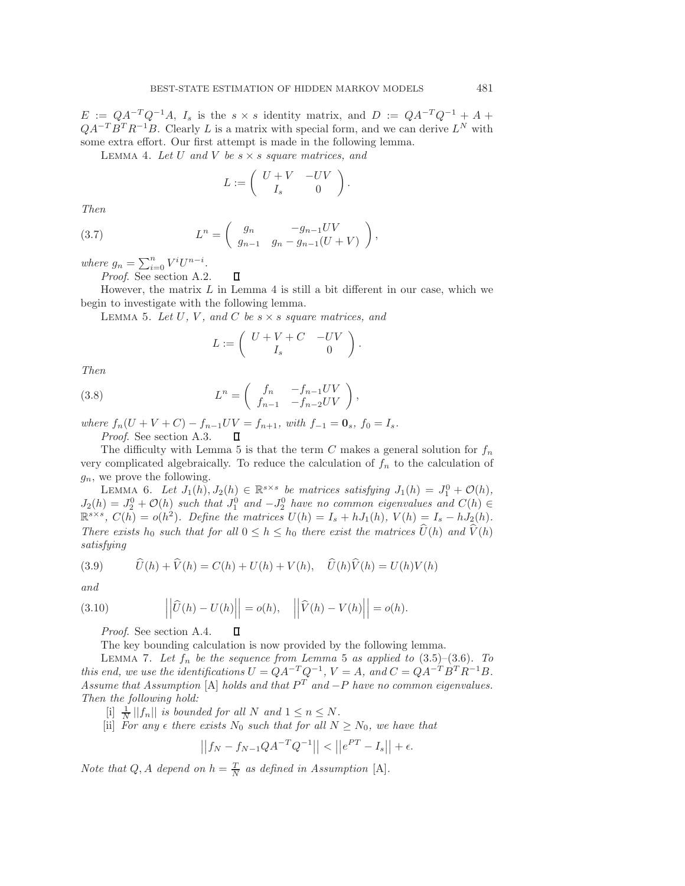$E := QA^{-T}Q^{-1}A$, $I_s$ is the $s \times s$ identity matrix, and $D := QA^{-T}Q^{-1} + A + QA^{-T}B^TR^{-1}B$. Clearly $L$ is a matrix with special form, and we can derive $L^N$ with some extra effort. Our first attempt is made in the following lemma.

LEMMA 4. *Let $U$ and $V$ be $s \times s$ square matrices, and*

$$L := \begin{pmatrix} U+V & -UV \\ I_s & 0 \end{pmatrix}.$$

*Then*

$$L^n = \begin{pmatrix} g_n & -g_{n-1}UV \\ g_{n-1} & g_n - g_{n-1}(U+V) \end{pmatrix}, \tag{3.7}$$

*where $g_n = \sum_{i=0}^{n} V^i U^{n-i}$.*

*Proof.* See section A.2. ∎

However, the matrix $L$ in Lemma 4 is still a bit different in our case, which we begin to investigate with the following lemma.

LEMMA 5. *Let $U$, $V$, and $C$ be $s \times s$ square matrices, and*

$$L := \begin{pmatrix} U+V+C & -UV \\ I_s & 0 \end{pmatrix}.$$

*Then*

$$L^n = \begin{pmatrix} f_n & -f_{n-1}UV \\ f_{n-1} & -f_{n-2}UV \end{pmatrix}, \tag{3.8}$$

*where $f_n(U+V+C) - f_{n-1}UV = f_{n+1}$, with $f_{-1} = \mathbf{0}_s$, $f_0 = I_s$.*

*Proof.* See section A.3. ∎

The difficulty with Lemma 5 is that the term $C$ makes a general solution for $f_n$ very complicated algebraically. To reduce the calculation of $f_n$ to the calculation of $g_n$, we prove the following.

LEMMA 6. *Let $J_1(h), J_2(h) \in \mathbb{R}^{s\times s}$ be matrices satisfying $J_1(h) = J_1^0 + \mathcal{O}(h)$, $J_2(h) = J_2^0 + \mathcal{O}(h)$ such that $J_1^0$ and $-J_2^0$ have no common eigenvalues and $C(h) \in \mathbb{R}^{s\times s}$, $C(h) = o(h^2)$. Define the matrices $U(h) = I_s + hJ_1(h)$, $V(h) = I_s - hJ_2(h)$. There exists $h_0$ such that for all $0 \le h \le h_0$ there exist the matrices $\widehat{U}(h)$ and $\widehat{V}(h)$ satisfying*

$$\widehat{U}(h) + \widehat{V}(h) = C(h) + U(h) + V(h), \quad \widehat{U}(h)\widehat{V}(h) = U(h)V(h) \tag{3.9}$$

*and*

$$\left|\left|\widehat{U}(h) - U(h)\right|\right| = o(h), \quad \left|\left|\widehat{V}(h) - V(h)\right|\right| = o(h). \tag{3.10}$$

*Proof.* See section A.4. ∎

The key bounding calculation is now provided by the following lemma.

LEMMA 7. *Let $f_n$ be the sequence from Lemma 5 as applied to (3.5)–(3.6). To this end, we use the identifications $U = QA^{-T}Q^{-1}$, $V = A$, and $C = QA^{-T}B^TR^{-1}B$. Assume that Assumption [A] holds and that $P^T$ and $-P$ have no common eigenvalues. Then the following hold:*

[i] *$\frac{1}{N}||f_n||$ is bounded for all $N$ and $1 \le n \le N$.*

[ii] *For any $\epsilon$ there exists $N_0$ such that for all $N \ge N_0$, we have that*

$$\left|\left|f_N - f_{N-1}QA^{-T}Q^{-1}\right|\right| < \left|\left|e^{PT} - I_s\right|\right| + \epsilon.$$

*Note that $Q, A$ depend on $h = \frac{T}{N}$ as defined in Assumption [A].*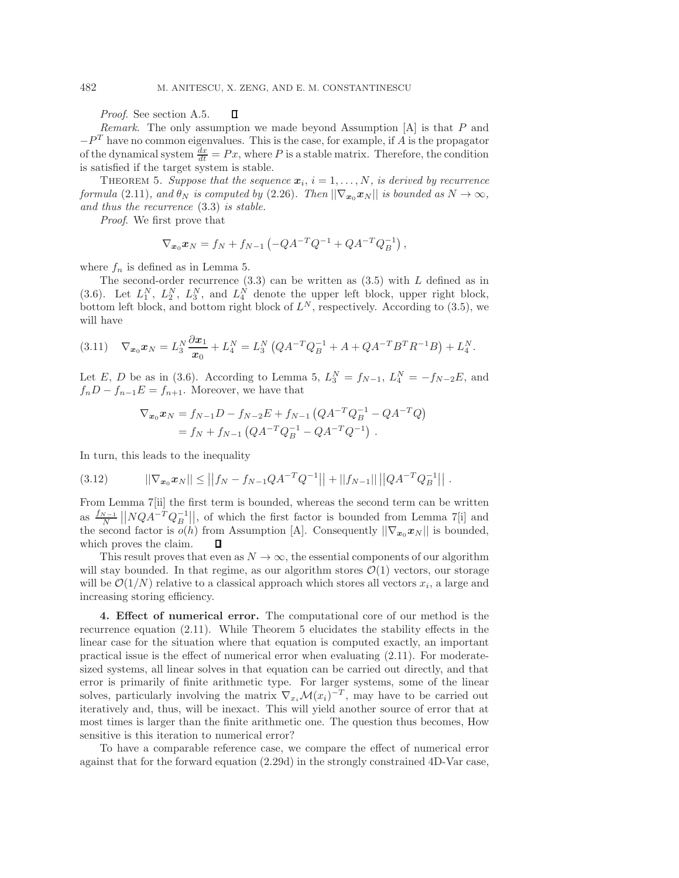*Proof*. See section A.5. $\square$

*Remark*. The only assumption we made beyond Assumption [A] is that $P$ and $-P^T$ have no common eigenvalues. This is the case, for example, if $A$ is the propagator of the dynamical system $\frac{dx}{dt} = Px$, where $P$ is a stable matrix. Therefore, the condition is satisfied if the target system is stable.

THEOREM 5. *Suppose that the sequence $\boldsymbol{x}_i$, $i = 1, \ldots, N$, is derived by recurrence formula* (2.11)*, and $\theta_N$ is computed by* (2.26)*. Then $||\nabla_{\boldsymbol{x}_0}\boldsymbol{x}_N||$ is bounded as $N \to \infty$, and thus the recurrence* (3.3) *is stable.*

*Proof*. We first prove that

$$\nabla_{\boldsymbol{x}_0}\boldsymbol{x}_N = f_N + f_{N-1}\left(-QA^{-T}Q^{-1} + QA^{-T}Q_B^{-1}\right),$$

where $f_n$ is defined as in Lemma 5.

The second-order recurrence (3.3) can be written as (3.5) with $L$ defined as in (3.6). Let $L_1^N$, $L_2^N$, $L_3^N$, and $L_4^N$ denote the upper left block, upper right block, bottom left block, and bottom right block of $L^N$, respectively. According to (3.5), we will have

$$\nabla_{\boldsymbol{x}_0}\boldsymbol{x}_N = L_3^N \frac{\partial \boldsymbol{x}_1}{\boldsymbol{x}_0} + L_4^N = L_3^N\left(QA^{-T}Q_B^{-1} + A + QA^{-T}B^TR^{-1}B\right) + L_4^N. \tag{3.11}$$

Let $E$, $D$ be as in (3.6). According to Lemma 5, $L_3^N = f_{N-1}$, $L_4^N = -f_{N-2}E$, and $f_nD - f_{n-1}E = f_{n+1}$. Moreover, we have that

$$\begin{aligned}
\nabla_{\boldsymbol{x}_0}\boldsymbol{x}_N &= f_{N-1}D - f_{N-2}E + f_{N-1}\left(QA^{-T}Q_B^{-1} - QA^{-T}Q\right) \\
&= f_N + f_{N-1}\left(QA^{-T}Q_B^{-1} - QA^{-T}Q^{-1}\right).
\end{aligned}$$

In turn, this leads to the inequality

$$||\nabla_{\boldsymbol{x}_0}\boldsymbol{x}_N|| \leq \left|\left|f_N - f_{N-1}QA^{-T}Q^{-1}\right|\right| + ||f_{N-1}||\left|\left|QA^{-T}Q_B^{-1}\right|\right|. \tag{3.12}$$

From Lemma 7[ii] the first term is bounded, whereas the second term can be written as $\frac{f_{N-1}}{N}\left|\left|NQA^{-T}Q_B^{-1}\right|\right|$, of which the first factor is bounded from Lemma 7[i] and the second factor is $o(h)$ from Assumption [A]. Consequently $||\nabla_{\boldsymbol{x}_0}\boldsymbol{x}_N||$ is bounded, which proves the claim. $\square$

This result proves that even as $N \to \infty$, the essential components of our algorithm will stay bounded. In that regime, as our algorithm stores $\mathcal{O}(1)$ vectors, our storage will be $\mathcal{O}(1/N)$ relative to a classical approach which stores all vectors $x_i$, a large and increasing storing efficiency.

## 4. Effect of numerical error.

The computational core of our method is the recurrence equation (2.11). While Theorem 5 elucidates the stability effects in the linear case for the situation where that equation is computed exactly, an important practical issue is the effect of numerical error when evaluating (2.11). For moderate-sized systems, all linear solves in that equation can be carried out directly, and that error is primarily of finite arithmetic type. For larger systems, some of the linear solves, particularly involving the matrix $\nabla_{x_i}\mathcal{M}(x_i)^{-T}$, may have to be carried out iteratively and, thus, will be inexact. This will yield another source of error that at most times is larger than the finite arithmetic one. The question thus becomes, How sensitive is this iteration to numerical error?

To have a comparable reference case, we compare the effect of numerical error against that for the forward equation (2.29d) in the strongly constrained 4D-Var case,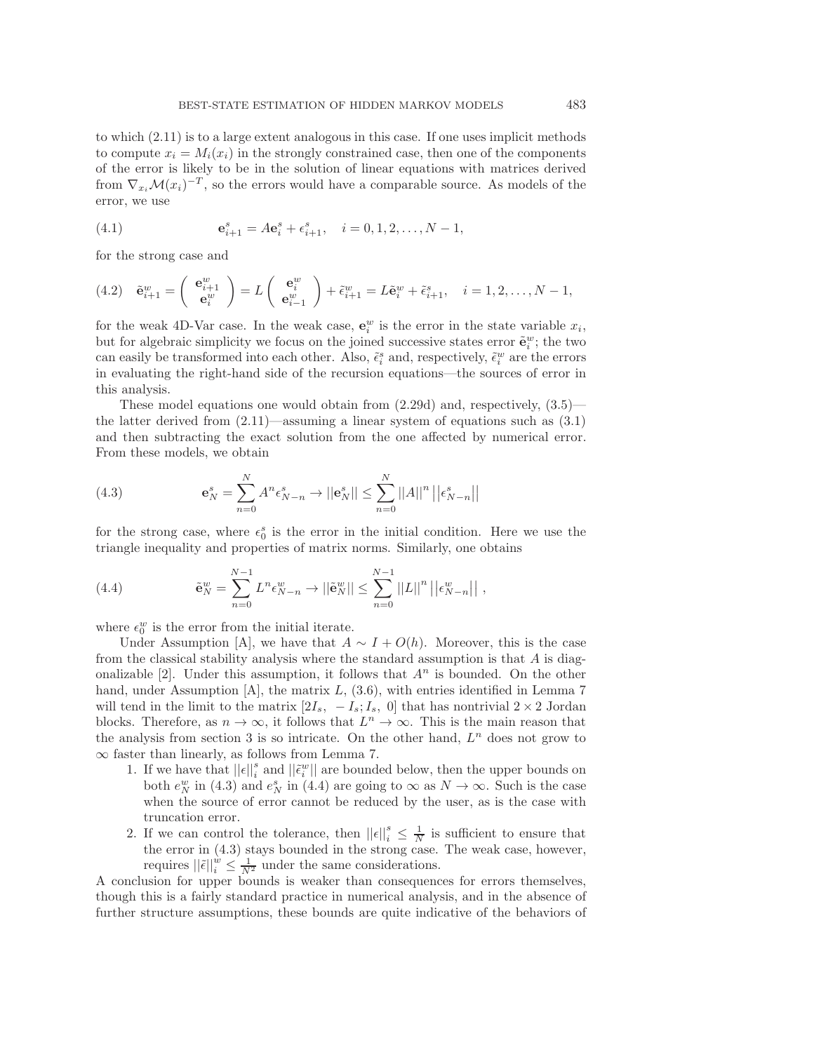to which (2.11) is to a large extent analogous in this case. If one uses implicit methods to compute $x_i = M_i(x_i)$ in the strongly constrained case, then one of the components of the error is likely to be in the solution of linear equations with matrices derived from $\nabla_{x_i}\mathcal{M}(x_i)^{-T}$, so the errors would have a comparable source. As models of the error, we use

$$\mathbf{e}^s_{i+1} = A\mathbf{e}^s_i + \epsilon^s_{i+1}, \quad i = 0, 1, 2, \ldots, N-1, \tag{4.1}$$

for the strong case and

$$\tilde{\mathbf{e}}^w_{i+1} = \begin{pmatrix} \mathbf{e}^w_{i+1} \\ \mathbf{e}^w_i \end{pmatrix} = L \begin{pmatrix} \mathbf{e}^w_i \\ \mathbf{e}^w_{i-1} \end{pmatrix} + \tilde{\epsilon}^w_{i+1} = L\tilde{\mathbf{e}}^w_i + \tilde{\epsilon}^s_{i+1}, \quad i = 1, 2, \ldots, N-1, \tag{4.2}$$

for the weak 4D-Var case. In the weak case, $\mathbf{e}^w_i$ is the error in the state variable $x_i$, but for algebraic simplicity we focus on the joined successive states error $\tilde{\mathbf{e}}^w_i$; the two can easily be transformed into each other. Also, $\tilde{\epsilon}^s_i$ and, respectively, $\tilde{\epsilon}^w_i$ are the errors in evaluating the right-hand side of the recursion equations—the sources of error in this analysis.

These model equations one would obtain from (2.29d) and, respectively, (3.5)—the latter derived from (2.11)—assuming a linear system of equations such as (3.1) and then subtracting the exact solution from the one affected by numerical error. From these models, we obtain

$$\mathbf{e}^s_N = \sum_{n=0}^{N} A^n \epsilon^s_{N-n} \to ||\mathbf{e}^s_N|| \leq \sum_{n=0}^{N} ||A||^n \left|\left|\epsilon^s_{N-n}\right|\right| \tag{4.3}$$

for the strong case, where $\epsilon^s_0$ is the error in the initial condition. Here we use the triangle inequality and properties of matrix norms. Similarly, one obtains

$$\tilde{\mathbf{e}}^w_N = \sum_{n=0}^{N-1} L^n \epsilon^w_{N-n} \to ||\tilde{\mathbf{e}}^w_N|| \leq \sum_{n=0}^{N-1} ||L||^n \left|\left|\epsilon^w_{N-n}\right|\right|, \tag{4.4}$$

where $\epsilon^w_0$ is the error from the initial iterate.

Under Assumption [A], we have that $A \sim I + O(h)$. Moreover, this is the case from the classical stability analysis where the standard assumption is that $A$ is diagonalizable [2]. Under this assumption, it follows that $A^n$ is bounded. On the other hand, under Assumption [A], the matrix $L$, (3.6), with entries identified in Lemma 7 will tend in the limit to the matrix $[2I_s, \ -I_s; I_s, \ 0]$ that has nontrivial $2 \times 2$ Jordan blocks. Therefore, as $n \to \infty$, it follows that $L^n \to \infty$. This is the main reason that the analysis from section 3 is so intricate. On the other hand, $L^n$ does not grow to $\infty$ faster than linearly, as follows from Lemma 7.

1. If we have that $||\epsilon||^s_i$ and $||\tilde{\epsilon}^w_i||$ are bounded below, then the upper bounds on both $e^w_N$ in (4.3) and $e^s_N$ in (4.4) are going to $\infty$ as $N \to \infty$. Such is the case when the source of error cannot be reduced by the user, as is the case with truncation error.
2. If we can control the tolerance, then $||\epsilon||^s_i \leq \frac{1}{N}$ is sufficient to ensure that the error in (4.3) stays bounded in the strong case. The weak case, however, requires $||\tilde{\epsilon}||^w_i \leq \frac{1}{N^2}$ under the same considerations.

A conclusion for upper bounds is weaker than consequences for errors themselves, though this is a fairly standard practice in numerical analysis, and in the absence of further structure assumptions, these bounds are quite indicative of the behaviors of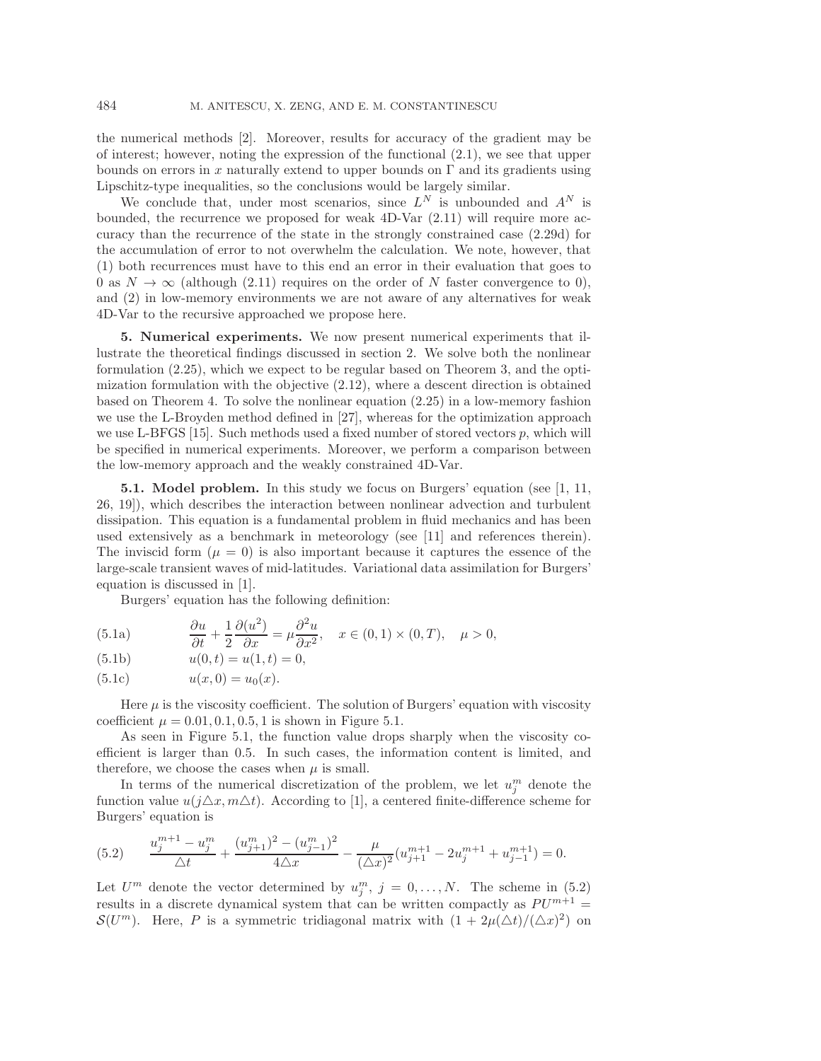the numerical methods [2]. Moreover, results for accuracy of the gradient may be of interest; however, noting the expression of the functional (2.1), we see that upper bounds on errors in $x$ naturally extend to upper bounds on $\Gamma$ and its gradients using Lipschitz-type inequalities, so the conclusions would be largely similar.

We conclude that, under most scenarios, since $L^N$ is unbounded and $A^N$ is bounded, the recurrence we proposed for weak 4D-Var (2.11) will require more accuracy than the recurrence of the state in the strongly constrained case (2.29d) for the accumulation of error to not overwhelm the calculation. We note, however, that (1) both recurrences must have to this end an error in their evaluation that goes to 0 as $N \to \infty$ (although (2.11) requires on the order of $N$ faster convergence to 0), and (2) in low-memory environments we are not aware of any alternatives for weak 4D-Var to the recursive approached we propose here.

## 5. Numerical experiments.

We now present numerical experiments that illustrate the theoretical findings discussed in section 2. We solve both the nonlinear formulation (2.25), which we expect to be regular based on Theorem 3, and the optimization formulation with the objective (2.12), where a descent direction is obtained based on Theorem 4. To solve the nonlinear equation (2.25) in a low-memory fashion we use the L-Broyden method defined in [27], whereas for the optimization approach we use L-BFGS [15]. Such methods used a fixed number of stored vectors $p$, which will be specified in numerical experiments. Moreover, we perform a comparison between the low-memory approach and the weakly constrained 4D-Var.

### 5.1. Model problem.

In this study we focus on Burgers' equation (see [1, 11, 26, 19]), which describes the interaction between nonlinear advection and turbulent dissipation. This equation is a fundamental problem in fluid mechanics and has been used extensively as a benchmark in meteorology (see [11] and references therein). The inviscid form ($\mu = 0$) is also important because it captures the essence of the large-scale transient waves of mid-latitudes. Variational data assimilation for Burgers' equation is discussed in [1].

Burgers' equation has the following definition:

$$\frac{\partial u}{\partial t} + \frac{1}{2}\frac{\partial (u^2)}{\partial x} = \mu \frac{\partial^2 u}{\partial x^2}, \quad x \in (0,1) \times (0,T), \quad \mu > 0, \tag{5.1a}$$

$$u(0,t) = u(1,t) = 0, \tag{5.1b}$$

$$u(x,0) = u_0(x). \tag{5.1c}$$

Here $\mu$ is the viscosity coefficient. The solution of Burgers' equation with viscosity coefficient $\mu = 0.01, 0.1, 0.5, 1$ is shown in Figure 5.1.

As seen in Figure 5.1, the function value drops sharply when the viscosity coefficient is larger than 0.5. In such cases, the information content is limited, and therefore, we choose the cases when $\mu$ is small.

In terms of the numerical discretization of the problem, we let $u_j^m$ denote the function value $u(j\triangle x, m\triangle t)$. According to [1], a centered finite-difference scheme for Burgers' equation is

$$\frac{u_j^{m+1} - u_j^m}{\triangle t} + \frac{(u_{j+1}^m)^2 - (u_{j-1}^m)^2}{4\triangle x} - \frac{\mu}{(\triangle x)^2}(u_{j+1}^{m+1} - 2u_j^{m+1} + u_{j-1}^{m+1}) = 0. \tag{5.2}$$

Let $U^m$ denote the vector determined by $u_j^m$, $j = 0, \ldots, N$. The scheme in (5.2) results in a discrete dynamical system that can be written compactly as $PU^{m+1} = \mathcal{S}(U^m)$. Here, $P$ is a symmetric tridiagonal matrix with $(1 + 2\mu(\triangle t)/(\triangle x)^2)$ on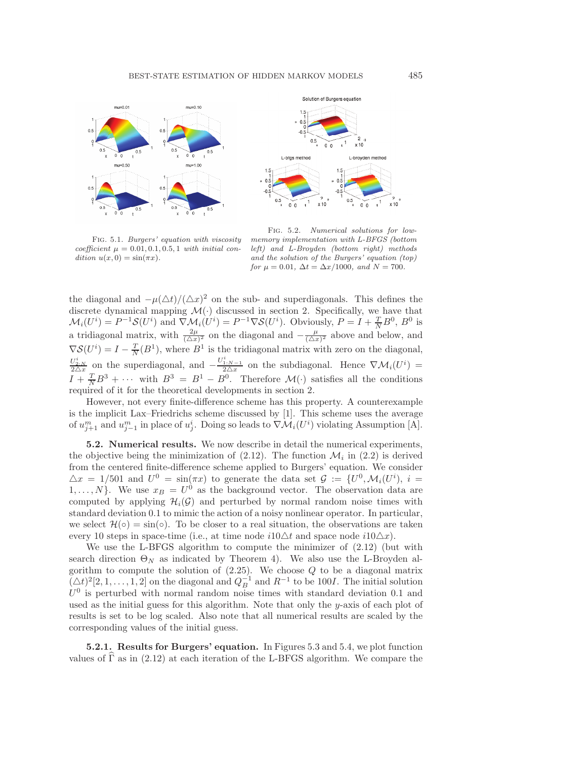FIG. 5.1. *Burgers' equation with viscosity coefficient* $\mu = 0.01, 0.1, 0.5, 1$ *with initial condition* $u(x, 0) = \sin(\pi x)$.

FIG. 5.2. *Numerical solutions for low-memory implementation with L-BFGS (bottom left) and L-Broyden (bottom right) methods and the solution of the Burgers' equation (top) for* $\mu = 0.01$, $\Delta t = \Delta x/1000$, *and* $N = 700$.

the diagonal and $-\mu(\triangle t)/(\triangle x)^2$ on the sub- and superdiagonals. This defines the discrete dynamical mapping $\mathcal{M}(\cdot)$ discussed in section 2. Specifically, we have that $\mathcal{M}_i(U^i) = P^{-1}\mathcal{S}(U^i)$ and $\nabla\mathcal{M}_i(U^i) = P^{-1}\nabla\mathcal{S}(U^i)$. Obviously, $P = I + \frac{T}{N}B^0$, $B^0$ is a tridiagonal matrix, with $\frac{2\mu}{(\triangle x)^2}$ on the diagonal and $-\frac{\mu}{(\triangle x)^2}$ above and below, and $\nabla\mathcal{S}(U^i) = I - \frac{T}{N}(B^1)$, where $B^1$ is the tridiagonal matrix with zero on the diagonal, $\frac{U^i_{2:N}}{2\triangle x}$ on the superdiagonal, and $-\frac{U^i_{1:N-1}}{2\triangle x}$ on the subdiagonal. Hence $\nabla\mathcal{M}_i(U^i) = I + \frac{T}{N}B^3 + \cdots$ with $B^3 = B^1 - B^0$. Therefore $\mathcal{M}(\cdot)$ satisfies all the conditions required of it for the theoretical developments in section 2.

However, not every finite-difference scheme has this property. A counterexample is the implicit Lax–Friedrichs scheme discussed by [1]. This scheme uses the average of $u^m_{j+1}$ and $u^m_{j-1}$ in place of $u^i_j$. Doing so leads to $\nabla\mathcal{M}_i(U^i)$ violating Assumption [A].

**5.2. Numerical results.** We now describe in detail the numerical experiments, the objective being the minimization of (2.12). The function $\mathcal{M}_i$ in (2.2) is derived from the centered finite-difference scheme applied to Burgers' equation. We consider $\triangle x = 1/501$ and $U^0 = \sin(\pi x)$ to generate the data set $\mathcal{G} := \{U^0, \mathcal{M}_i(U^i),\ i = 1, \ldots, N\}$. We use $x_B = U^0$ as the background vector. The observation data are computed by applying $\mathcal{H}_i(\mathcal{G})$ and perturbed by normal random noise times with standard deviation 0.1 to mimic the action of a noisy nonlinear operator. In particular, we select $\mathcal{H}(\circ) = \sin(\circ)$. To be closer to a real situation, the observations are taken every 10 steps in space-time (i.e., at time node $i10\triangle t$ and space node $i10\triangle x$).

We use the L-BFGS algorithm to compute the minimizer of (2.12) (but with search direction $\Theta_N$ as indicated by Theorem 4). We also use the L-Broyden algorithm to compute the solution of (2.25). We choose $Q$ to be a diagonal matrix $(\triangle t)^2[2, 1, \ldots, 1, 2]$ on the diagonal and $Q_B^{-1}$ and $R^{-1}$ to be $100I$. The initial solution $U^0$ is perturbed with normal random noise times with standard deviation 0.1 and used as the initial guess for this algorithm. Note that only the $y$-axis of each plot of results is set to be log scaled. Also note that all numerical results are scaled by the corresponding values of the initial guess.

**5.2.1. Results for Burgers' equation.** In Figures 5.3 and 5.4, we plot function values of $\widehat{\Gamma}$ as in (2.12) at each iteration of the L-BFGS algorithm. We compare the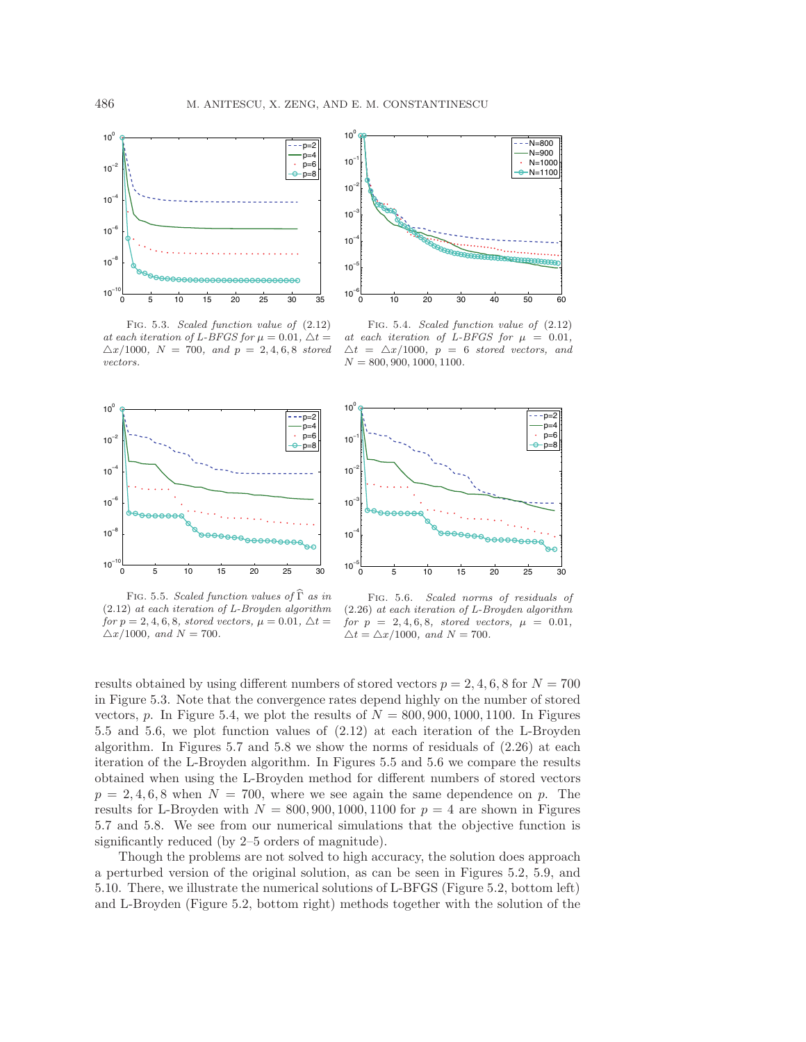FIG. 5.3. *Scaled function value of* (2.12) *at each iteration of L-BFGS for* $\mu = 0.01$, $\triangle t = \triangle x/1000$, $N = 700$, *and* $p = 2, 4, 6, 8$ *stored vectors.*

FIG. 5.4. *Scaled function value of* (2.12) *at each iteration of L-BFGS for* $\mu = 0.01$, $\triangle t = \triangle x/1000$, $p = 6$ *stored vectors, and* $N = 800, 900, 1000, 1100$.

FIG. 5.5. *Scaled function values of* $\widehat{\Gamma}$ *as in* (2.12) *at each iteration of L-Broyden algorithm for* $p = 2, 4, 6, 8$, *stored vectors,* $\mu = 0.01$, $\triangle t = \triangle x/1000$, *and* $N = 700$.

FIG. 5.6. *Scaled norms of residuals of* (2.26) *at each iteration of L-Broyden algorithm for* $p = 2, 4, 6, 8$, *stored vectors,* $\mu = 0.01$, $\triangle t = \triangle x/1000$, *and* $N = 700$.

results obtained by using different numbers of stored vectors $p = 2, 4, 6, 8$ for $N = 700$ in Figure 5.3. Note that the convergence rates depend highly on the number of stored vectors, $p$. In Figure 5.4, we plot the results of $N = 800, 900, 1000, 1100$. In Figures 5.5 and 5.6, we plot function values of (2.12) at each iteration of the L-Broyden algorithm. In Figures 5.7 and 5.8 we show the norms of residuals of (2.26) at each iteration of the L-Broyden algorithm. In Figures 5.5 and 5.6 we compare the results obtained when using the L-Broyden method for different numbers of stored vectors $p = 2, 4, 6, 8$ when $N = 700$, where we see again the same dependence on $p$. The results for L-Broyden with $N = 800, 900, 1000, 1100$ for $p = 4$ are shown in Figures 5.7 and 5.8. We see from our numerical simulations that the objective function is significantly reduced (by 2–5 orders of magnitude).

Though the problems are not solved to high accuracy, the solution does approach a perturbed version of the original solution, as can be seen in Figures 5.2, 5.9, and 5.10. There, we illustrate the numerical solutions of L-BFGS (Figure 5.2, bottom left) and L-Broyden (Figure 5.2, bottom right) methods together with the solution of the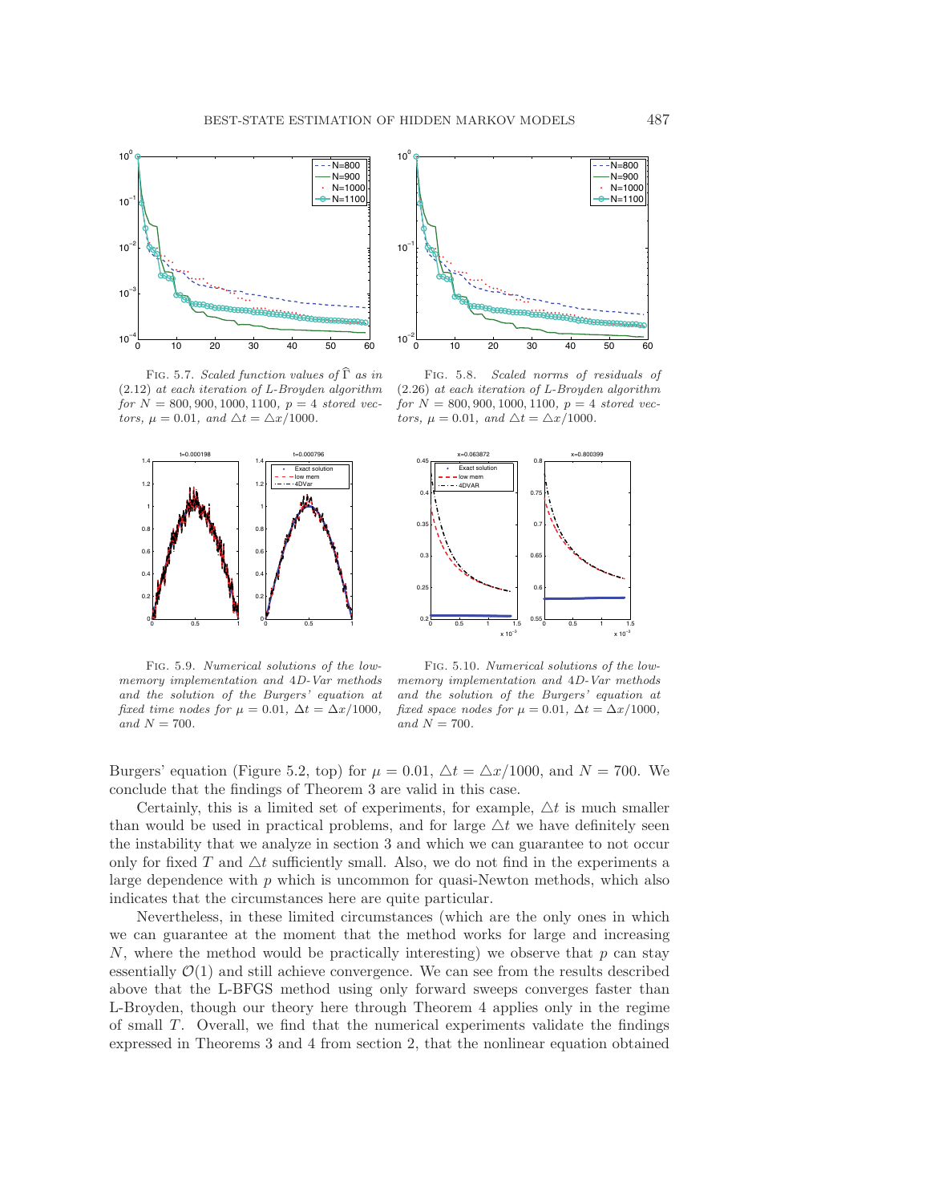FIG. 5.7. *Scaled function values of $\widehat{\Gamma}$ as in (2.12) at each iteration of L-Broyden algorithm for $N = 800, 900, 1000, 1100$, $p = 4$ stored vectors, $\mu = 0.01$, and $\triangle t = \triangle x/1000$.*

FIG. 5.8. *Scaled norms of residuals of (2.26) at each iteration of L-Broyden algorithm for $N = 800, 900, 1000, 1100$, $p = 4$ stored vectors, $\mu = 0.01$, and $\triangle t = \triangle x/1000$.*

FIG. 5.9. *Numerical solutions of the low-memory implementation and 4D-Var methods and the solution of the Burgers' equation at fixed time nodes for $\mu = 0.01$, $\Delta t = \Delta x/1000$, and $N = 700$.*

FIG. 5.10. *Numerical solutions of the low-memory implementation and 4D-Var methods and the solution of the Burgers' equation at fixed space nodes for $\mu = 0.01$, $\Delta t = \Delta x/1000$, and $N = 700$.*

Burgers' equation (Figure 5.2, top) for $\mu = 0.01$, $\triangle t = \triangle x/1000$, and $N = 700$. We conclude that the findings of Theorem 3 are valid in this case.

Certainly, this is a limited set of experiments, for example, $\triangle t$ is much smaller than would be used in practical problems, and for large $\triangle t$ we have definitely seen the instability that we analyze in section 3 and which we can guarantee to not occur only for fixed $T$ and $\triangle t$ sufficiently small. Also, we do not find in the experiments a large dependence with $p$ which is uncommon for quasi-Newton methods, which also indicates that the circumstances here are quite particular.

Nevertheless, in these limited circumstances (which are the only ones in which we can guarantee at the moment that the method works for large and increasing $N$, where the method would be practically interesting) we observe that $p$ can stay essentially $\mathcal{O}(1)$ and still achieve convergence. We can see from the results described above that the L-BFGS method using only forward sweeps converges faster than L-Broyden, though our theory here through Theorem 4 applies only in the regime of small $T$. Overall, we find that the numerical experiments validate the findings expressed in Theorems 3 and 4 from section 2, that the nonlinear equation obtained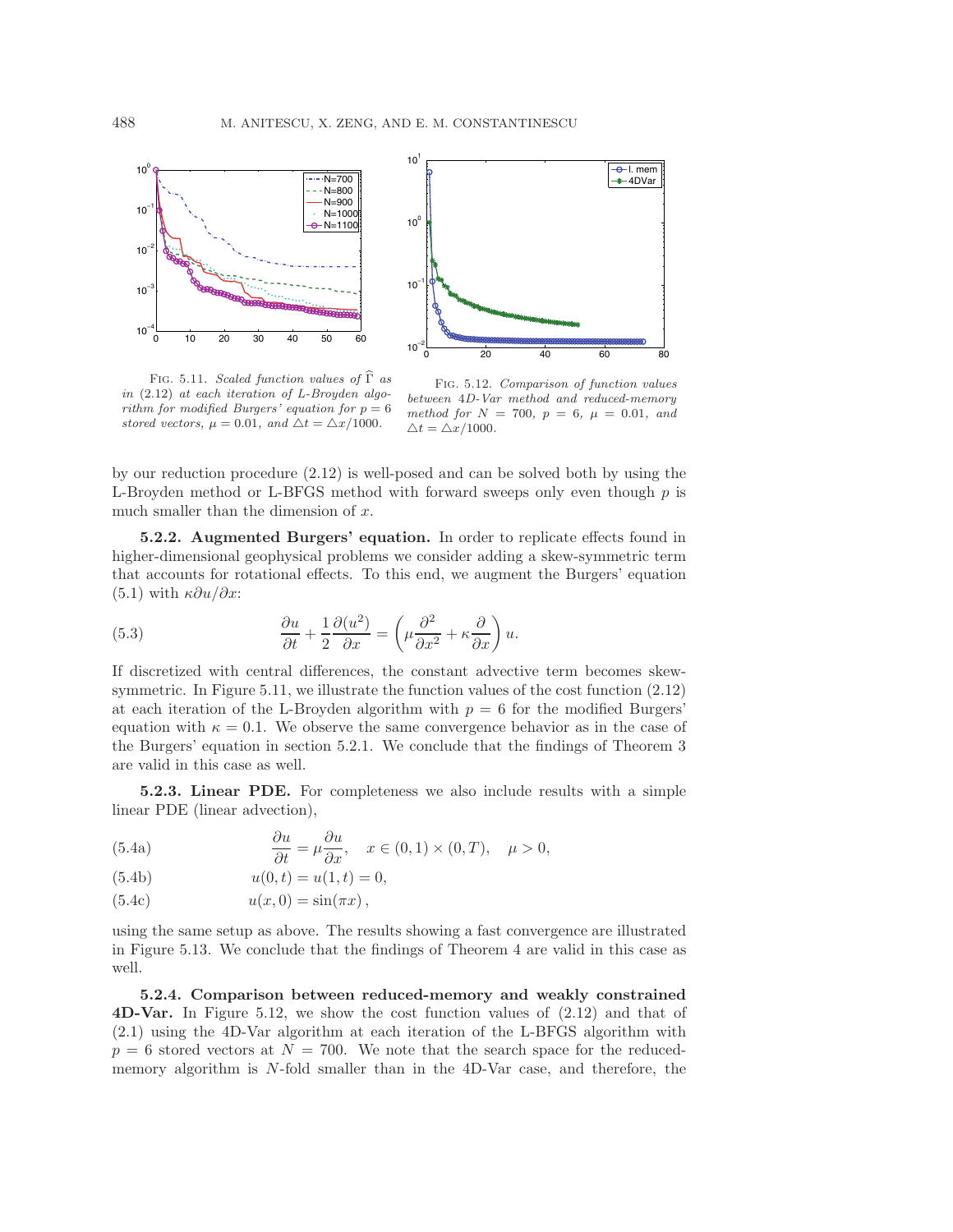FIG. 5.11. *Scaled function values of* $\widehat{\Gamma}$ *as in* (2.12) *at each iteration of L-Broyden algorithm for modified Burgers' equation for* $p = 6$ *stored vectors,* $\mu = 0.01$*, and* $\triangle t = \triangle x/1000$.

FIG. 5.12. *Comparison of function values between 4D-Var method and reduced-memory method for* $N = 700$*,* $p = 6$*,* $\mu = 0.01$*, and* $\triangle t = \triangle x/1000$.

by our reduction procedure (2.12) is well-posed and can be solved both by using the L-Broyden method or L-BFGS method with forward sweeps only even though $p$ is much smaller than the dimension of $x$.

**5.2.2. Augmented Burgers' equation.** In order to replicate effects found in higher-dimensional geophysical problems we consider adding a skew-symmetric term that accounts for rotational effects. To this end, we augment the Burgers' equation (5.1) with $\kappa \partial u/\partial x$:

$$\frac{\partial u}{\partial t} + \frac{1}{2}\frac{\partial (u^2)}{\partial x} = \left(\mu \frac{\partial^2}{\partial x^2} + \kappa \frac{\partial}{\partial x}\right) u. \tag{5.3}$$

If discretized with central differences, the constant advective term becomes skew-symmetric. In Figure 5.11, we illustrate the function values of the cost function (2.12) at each iteration of the L-Broyden algorithm with $p = 6$ for the modified Burgers' equation with $\kappa = 0.1$. We observe the same convergence behavior as in the case of the Burgers' equation in section 5.2.1. We conclude that the findings of Theorem 3 are valid in this case as well.

**5.2.3. Linear PDE.** For completeness we also include results with a simple linear PDE (linear advection),

$$\frac{\partial u}{\partial t} = \mu \frac{\partial u}{\partial x}, \quad x \in (0,1) \times (0,T), \quad \mu > 0, \tag{5.4a}$$

$$u(0,t) = u(1,t) = 0, \tag{5.4b}$$

$$u(x,0) = \sin(\pi x), \tag{5.4c}$$

using the same setup as above. The results showing a fast convergence are illustrated in Figure 5.13. We conclude that the findings of Theorem 4 are valid in this case as well.

**5.2.4. Comparison between reduced-memory and weakly constrained 4D-Var.** In Figure 5.12, we show the cost function values of (2.12) and that of (2.1) using the 4D-Var algorithm at each iteration of the L-BFGS algorithm with $p = 6$ stored vectors at $N = 700$. We note that the search space for the reduced-memory algorithm is $N$-fold smaller than in the 4D-Var case, and therefore, the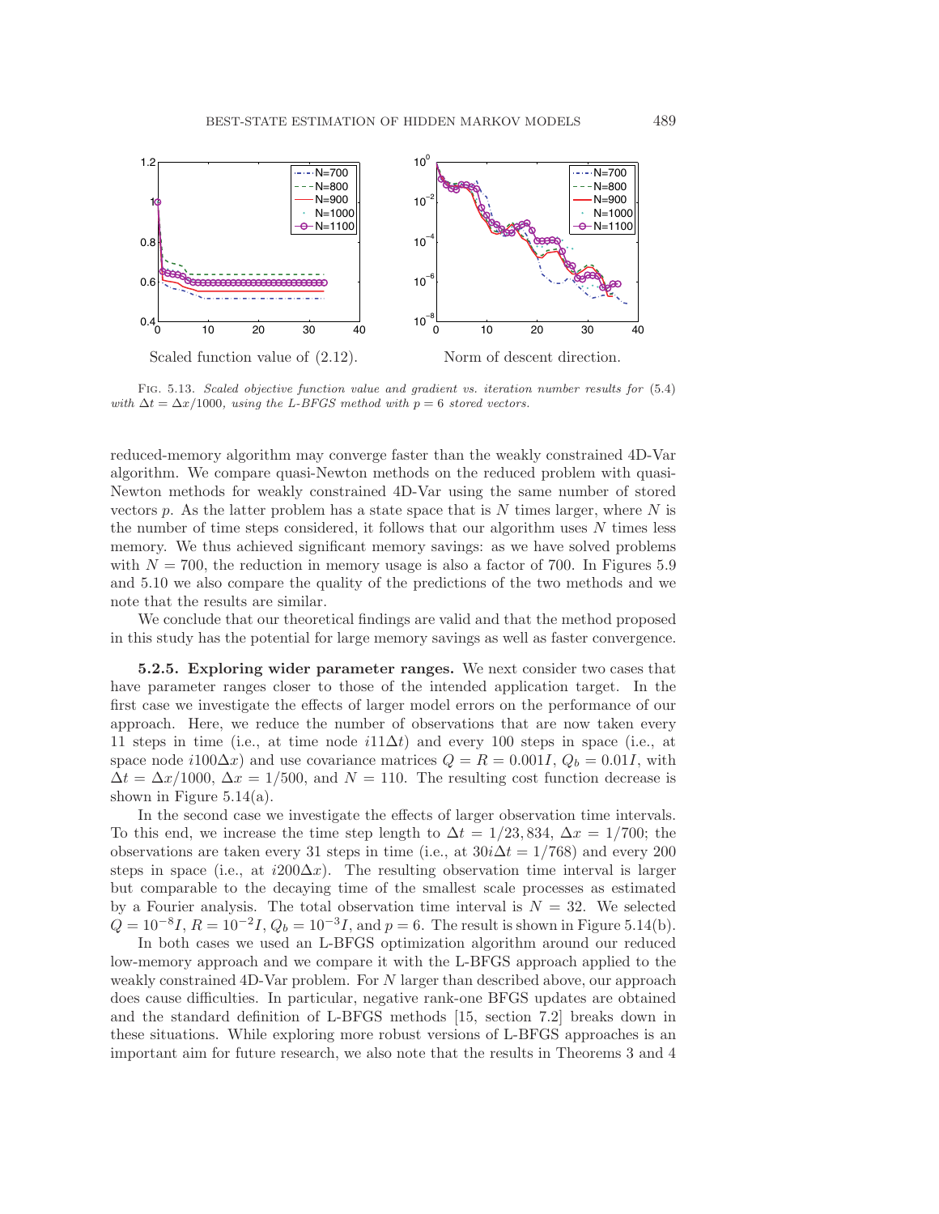Scaled function value of (2.12).

Norm of descent direction.

Fig. 5.13. *Scaled objective function value and gradient vs. iteration number results for* (5.4) *with* $\Delta t = \Delta x/1000$*, using the L-BFGS method with* $p = 6$ *stored vectors.*

reduced-memory algorithm may converge faster than the weakly constrained 4D-Var algorithm. We compare quasi-Newton methods on the reduced problem with quasi-Newton methods for weakly constrained 4D-Var using the same number of stored vectors $p$. As the latter problem has a state space that is $N$ times larger, where $N$ is the number of time steps considered, it follows that our algorithm uses $N$ times less memory. We thus achieved significant memory savings: as we have solved problems with $N = 700$, the reduction in memory usage is also a factor of 700. In Figures 5.9 and 5.10 we also compare the quality of the predictions of the two methods and we note that the results are similar.

We conclude that our theoretical findings are valid and that the method proposed in this study has the potential for large memory savings as well as faster convergence.

**5.2.5. Exploring wider parameter ranges.** We next consider two cases that have parameter ranges closer to those of the intended application target. In the first case we investigate the effects of larger model errors on the performance of our approach. Here, we reduce the number of observations that are now taken every 11 steps in time (i.e., at time node $i11\Delta t$) and every 100 steps in space (i.e., at space node $i100\Delta x$) and use covariance matrices $Q = R = 0.001I$, $Q_b = 0.01I$, with $\Delta t = \Delta x/1000$, $\Delta x = 1/500$, and $N = 110$. The resulting cost function decrease is shown in Figure 5.14(a).

In the second case we investigate the effects of larger observation time intervals. To this end, we increase the time step length to $\Delta t = 1/23,834$, $\Delta x = 1/700$; the observations are taken every 31 steps in time (i.e., at $30i\Delta t = 1/768$) and every 200 steps in space (i.e., at $i200\Delta x$). The resulting observation time interval is larger but comparable to the decaying time of the smallest scale processes as estimated by a Fourier analysis. The total observation time interval is $N = 32$. We selected $Q = 10^{-8}I$, $R = 10^{-2}I$, $Q_b = 10^{-3}I$, and $p = 6$. The result is shown in Figure 5.14(b).

In both cases we used an L-BFGS optimization algorithm around our reduced low-memory approach and we compare it with the L-BFGS approach applied to the weakly constrained 4D-Var problem. For $N$ larger than described above, our approach does cause difficulties. In particular, negative rank-one BFGS updates are obtained and the standard definition of L-BFGS methods [15, section 7.2] breaks down in these situations. While exploring more robust versions of L-BFGS approaches is an important aim for future research, we also note that the results in Theorems 3 and 4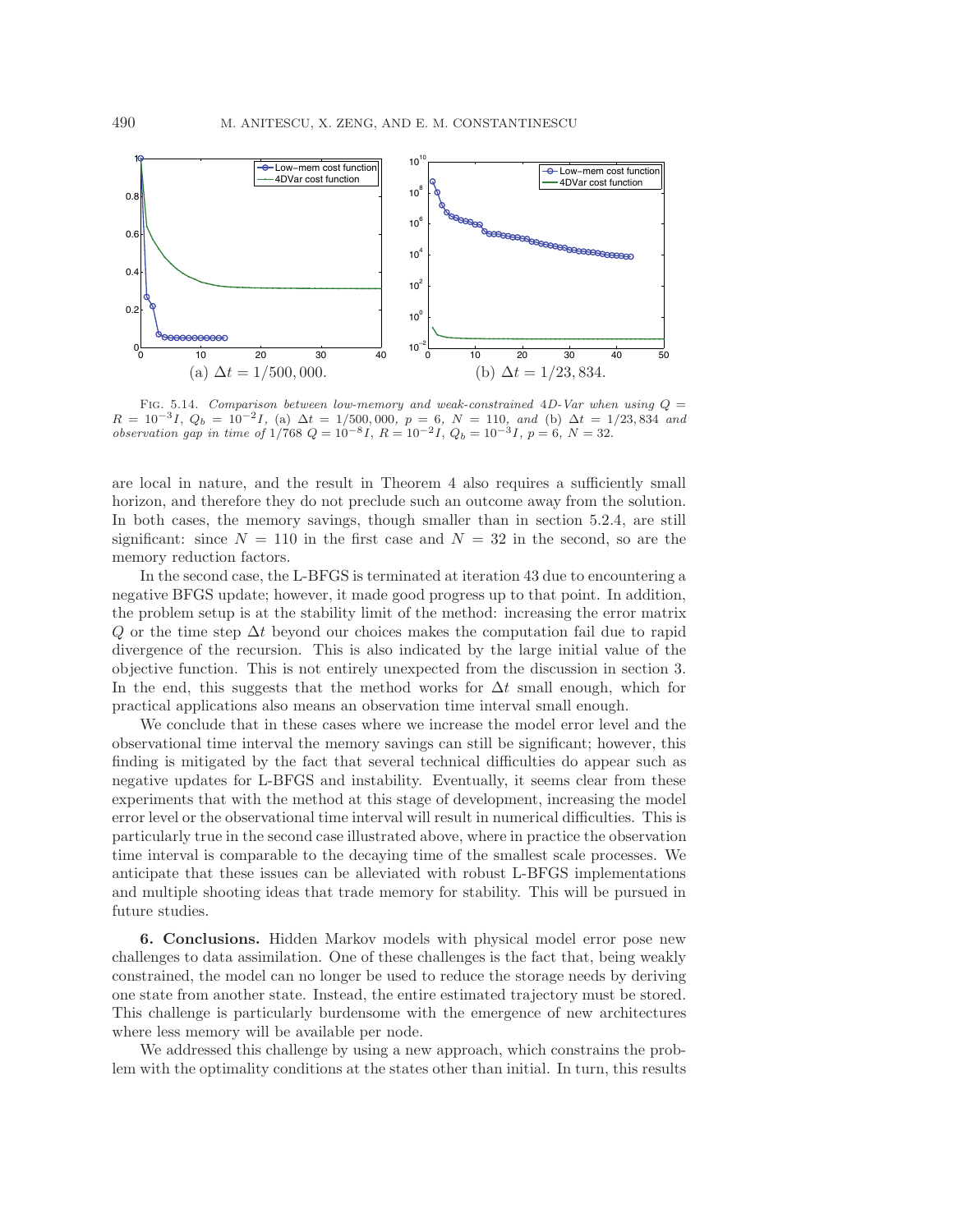Low−mem cost function
4DVar cost function

0
0.2
0.4
0.6
0.8
1
0 10 20 30 40

(a) $\Delta t = 1/500,000$.

Low−mem cost function
4DVar cost function

$10^{-2}$
$10^{0}$
$10^{2}$
$10^{4}$
$10^{6}$
$10^{8}$
$10^{10}$
0 10 20 30 40 50

(b) $\Delta t = 1/23,834$.

Fig. 5.14. *Comparison between low-memory and weak-constrained 4D-Var when using* $Q = R = 10^{-3}I$, $Q_b = 10^{-2}I$, *(a)* $\Delta t = 1/500,000$, $p = 6$, $N = 110$, *and (b)* $\Delta t = 1/23,834$ *and observation gap in time of* $1/768$ $Q = 10^{-8}I$, $R = 10^{-2}I$, $Q_b = 10^{-3}I$, $p = 6$, $N = 32$.

are local in nature, and the result in Theorem 4 also requires a sufficiently small horizon, and therefore they do not preclude such an outcome away from the solution. In both cases, the memory savings, though smaller than in section 5.2.4, are still significant: since $N = 110$ in the first case and $N = 32$ in the second, so are the memory reduction factors.

In the second case, the L-BFGS is terminated at iteration 43 due to encountering a negative BFGS update; however, it made good progress up to that point. In addition, the problem setup is at the stability limit of the method: increasing the error matrix $Q$ or the time step $\Delta t$ beyond our choices makes the computation fail due to rapid divergence of the recursion. This is also indicated by the large initial value of the objective function. This is not entirely unexpected from the discussion in section 3. In the end, this suggests that the method works for $\Delta t$ small enough, which for practical applications also means an observation time interval small enough.

We conclude that in these cases where we increase the model error level and the observational time interval the memory savings can still be significant; however, this finding is mitigated by the fact that several technical difficulties do appear such as negative updates for L-BFGS and instability. Eventually, it seems clear from these experiments that with the method at this stage of development, increasing the model error level or the observational time interval will result in numerical difficulties. This is particularly true in the second case illustrated above, where in practice the observation time interval is comparable to the decaying time of the smallest scale processes. We anticipate that these issues can be alleviated with robust L-BFGS implementations and multiple shooting ideas that trade memory for stability. This will be pursued in future studies.

## 6. Conclusions.

Hidden Markov models with physical model error pose new challenges to data assimilation. One of these challenges is the fact that, being weakly constrained, the model can no longer be used to reduce the storage needs by deriving one state from another state. Instead, the entire estimated trajectory must be stored. This challenge is particularly burdensome with the emergence of new architectures where less memory will be available per node.

We addressed this challenge by using a new approach, which constrains the problem with the optimality conditions at the states other than initial. In turn, this results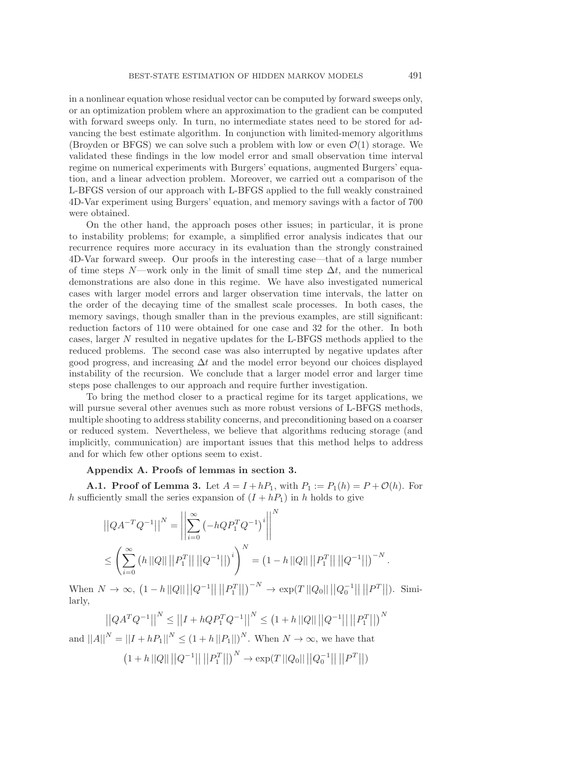in a nonlinear equation whose residual vector can be computed by forward sweeps only, or an optimization problem where an approximation to the gradient can be computed with forward sweeps only. In turn, no intermediate states need to be stored for advancing the best estimate algorithm. In conjunction with limited-memory algorithms (Broyden or BFGS) we can solve such a problem with low or even $\mathcal{O}(1)$ storage. We validated these findings in the low model error and small observation time interval regime on numerical experiments with Burgers' equations, augmented Burgers' equation, and a linear advection problem. Moreover, we carried out a comparison of the L-BFGS version of our approach with L-BFGS applied to the full weakly constrained 4D-Var experiment using Burgers' equation, and memory savings with a factor of 700 were obtained.

On the other hand, the approach poses other issues; in particular, it is prone to instability problems; for example, a simplified error analysis indicates that our recurrence requires more accuracy in its evaluation than the strongly constrained 4D-Var forward sweep. Our proofs in the interesting case—that of a large number of time steps $N$—work only in the limit of small time step $\Delta t$, and the numerical demonstrations are also done in this regime. We have also investigated numerical cases with larger model errors and larger observation time intervals, the latter on the order of the decaying time of the smallest scale processes. In both cases, the memory savings, though smaller than in the previous examples, are still significant: reduction factors of 110 were obtained for one case and 32 for the other. In both cases, larger $N$ resulted in negative updates for the L-BFGS methods applied to the reduced problems. The second case was also interrupted by negative updates after good progress, and increasing $\Delta t$ and the model error beyond our choices displayed instability of the recursion. We conclude that a larger model error and larger time steps pose challenges to our approach and require further investigation.

To bring the method closer to a practical regime for its target applications, we will pursue several other avenues such as more robust versions of L-BFGS methods, multiple shooting to address stability concerns, and preconditioning based on a coarser or reduced system. Nevertheless, we believe that algorithms reducing storage (and implicitly, communication) are important issues that this method helps to address and for which few other options seem to exist.

## Appendix A. Proofs of lemmas in section 3.

**A.1. Proof of Lemma 3.** Let $A = I + hP_1$, with $P_1 := P_1(h) = P + \mathcal{O}(h)$. For $h$ sufficiently small the series expansion of $(I + hP_1)$ in $h$ holds to give

$$\left|\left|QA^{-T}Q^{-1}\right|\right|^N = \left|\left|\sum_{i=0}^{\infty}\left(-hQP_1^TQ^{-1}\right)^i\right|\right|^N$$

$$\leq \left(\sum_{i=0}^{\infty}\left(h\,||Q||\,\left|\left|P_1^T\right|\right|\,\left|\left|Q^{-1}\right|\right|\right)^i\right)^N = \left(1 - h\,||Q||\,\left|\left|P_1^T\right|\right|\,\left|\left|Q^{-1}\right|\right|\right)^{-N}.$$

When $N \to \infty$, $\left(1 - h\,||Q||\,\left|\left|Q^{-1}\right|\right|\,\left|\left|P_1^T\right|\right|\right)^{-N} \to \exp(T\,||Q_0||\,\left|\left|Q_0^{-1}\right|\right|\,\left|\left|P^T\right|\right|)$. Similarly,

$$\left|\left|QA^TQ^{-1}\right|\right|^N \leq \left|\left|I + hQP_1^TQ^{-1}\right|\right|^N \leq \left(1 + h\,||Q||\,\left|\left|Q^{-1}\right|\right|\,\left|\left|P_1^T\right|\right|\right)^N$$

and $||A||^N = ||I + hP_1||^N \leq (1 + h\,||P_1||)^N$. When $N \to \infty$, we have that

$$\left(1 + h\,||Q||\,\left|\left|Q^{-1}\right|\right|\,\left|\left|P_1^T\right|\right|\right)^N \to \exp(T\,||Q_0||\,\left|\left|Q_0^{-1}\right|\right|\,\left|\left|P^T\right|\right|)$$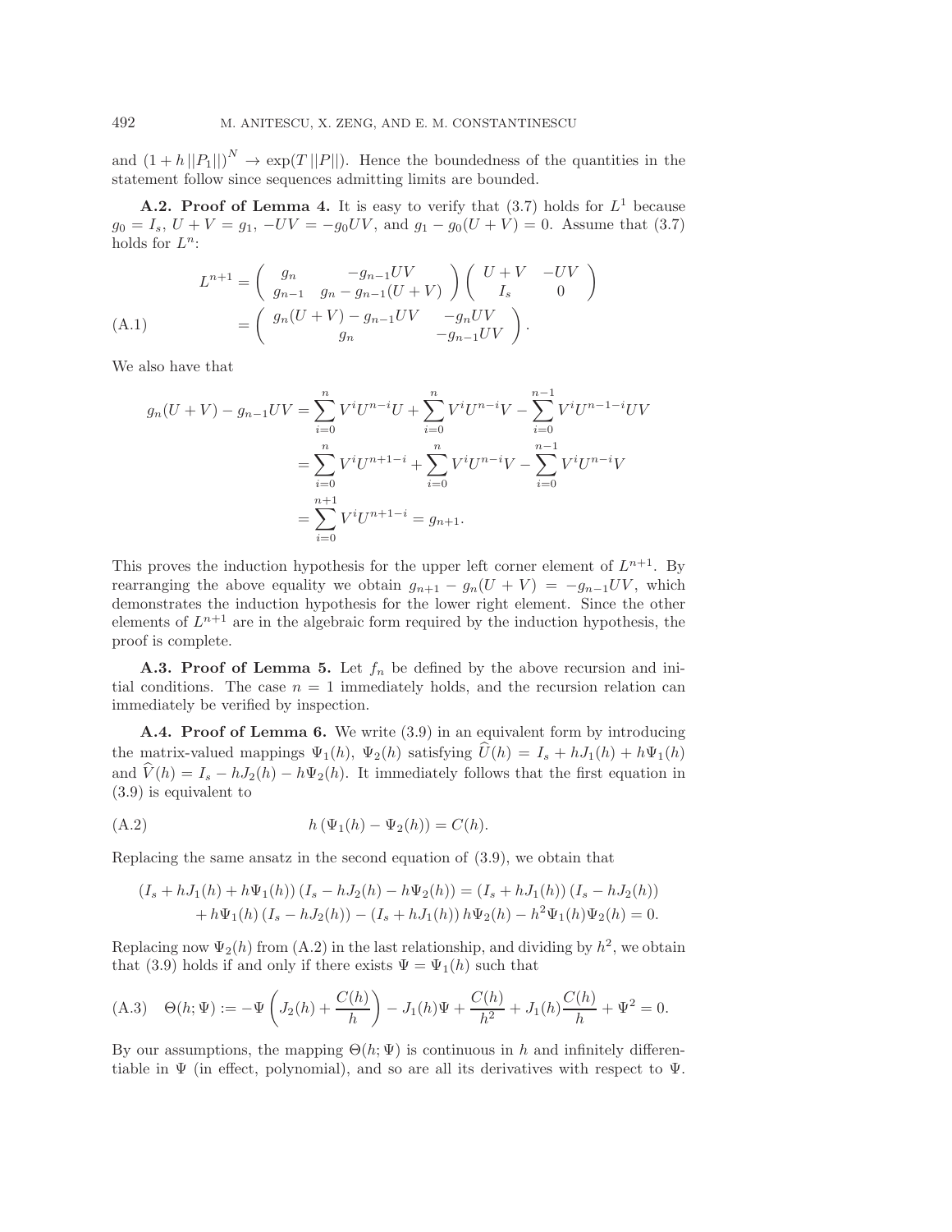and $(1 + h\,||P_1||)^N \to \exp(T\,||P||)$. Hence the boundedness of the quantities in the statement follow since sequences admitting limits are bounded.

**A.2. Proof of Lemma 4.** It is easy to verify that (3.7) holds for $L^1$ because $g_0 = I_s$, $U + V = g_1$, $-UV = -g_0 UV$, and $g_1 - g_0(U + V) = 0$. Assume that (3.7) holds for $L^n$:

$$
\begin{aligned}
L^{n+1} &= \begin{pmatrix} g_n & -g_{n-1}UV \\ g_{n-1} & g_n - g_{n-1}(U+V) \end{pmatrix} \begin{pmatrix} U+V & -UV \\ I_s & 0 \end{pmatrix} \\
&= \begin{pmatrix} g_n(U+V) - g_{n-1}UV & -g_n UV \\ g_n & -g_{n-1}UV \end{pmatrix}.
\end{aligned} \tag{A.1}
$$

We also have that

$$
\begin{aligned}
g_n(U+V) - g_{n-1}UV &= \sum_{i=0}^{n} V^i U^{n-i} U + \sum_{i=0}^{n} V^i U^{n-i} V - \sum_{i=0}^{n-1} V^i U^{n-1-i} UV \\
&= \sum_{i=0}^{n} V^i U^{n+1-i} + \sum_{i=0}^{n} V^i U^{n-i} V - \sum_{i=0}^{n-1} V^i U^{n-i} V \\
&= \sum_{i=0}^{n+1} V^i U^{n+1-i} = g_{n+1}.
\end{aligned}
$$

This proves the induction hypothesis for the upper left corner element of $L^{n+1}$. By rearranging the above equality we obtain $g_{n+1} - g_n(U + V) = -g_{n-1}UV$, which demonstrates the induction hypothesis for the lower right element. Since the other elements of $L^{n+1}$ are in the algebraic form required by the induction hypothesis, the proof is complete.

**A.3. Proof of Lemma 5.** Let $f_n$ be defined by the above recursion and initial conditions. The case $n = 1$ immediately holds, and the recursion relation can immediately be verified by inspection.

**A.4. Proof of Lemma 6.** We write (3.9) in an equivalent form by introducing the matrix-valued mappings $\Psi_1(h)$, $\Psi_2(h)$ satisfying $\widehat{U}(h) = I_s + hJ_1(h) + h\Psi_1(h)$ and $\widehat{V}(h) = I_s - hJ_2(h) - h\Psi_2(h)$. It immediately follows that the first equation in (3.9) is equivalent to

$$
h\left(\Psi_1(h) - \Psi_2(h)\right) = C(h). \tag{A.2}
$$

Replacing the same ansatz in the second equation of (3.9), we obtain that

$$
\begin{aligned}
&\left(I_s + hJ_1(h) + h\Psi_1(h)\right)\left(I_s - hJ_2(h) - h\Psi_2(h)\right) = \left(I_s + hJ_1(h)\right)\left(I_s - hJ_2(h)\right) \\
&\quad + h\Psi_1(h)\left(I_s - hJ_2(h)\right) - \left(I_s + hJ_1(h)\right)h\Psi_2(h) - h^2\Psi_1(h)\Psi_2(h) = 0.
\end{aligned}
$$

Replacing now $\Psi_2(h)$ from (A.2) in the last relationship, and dividing by $h^2$, we obtain that (3.9) holds if and only if there exists $\Psi = \Psi_1(h)$ such that

$$
\Theta(h;\Psi) := -\Psi\left(J_2(h) + \frac{C(h)}{h}\right) - J_1(h)\Psi + \frac{C(h)}{h^2} + J_1(h)\frac{C(h)}{h} + \Psi^2 = 0. \tag{A.3}
$$

By our assumptions, the mapping $\Theta(h;\Psi)$ is continuous in $h$ and infinitely differentiable in $\Psi$ (in effect, polynomial), and so are all its derivatives with respect to $\Psi$.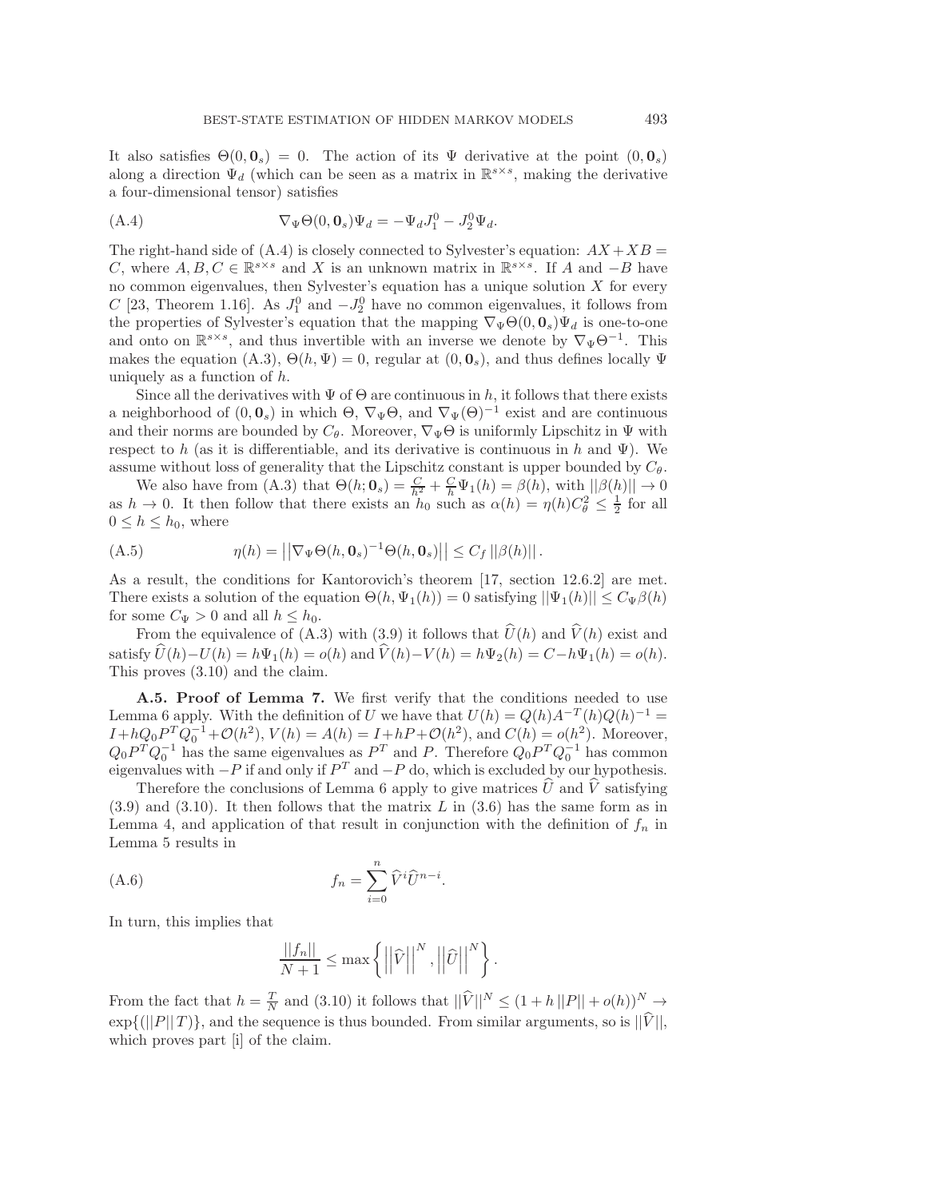It also satisfies $\Theta(0, \mathbf{0}_s) = 0$. The action of its $\Psi$ derivative at the point $(0, \mathbf{0}_s)$ along a direction $\Psi_d$ (which can be seen as a matrix in $\mathbb{R}^{s\times s}$, making the derivative a four-dimensional tensor) satisfies

$$\nabla_\Psi \Theta(0, \mathbf{0}_s)\Psi_d = -\Psi_d J_1^0 - J_2^0 \Psi_d. \tag{A.4}$$

The right-hand side of (A.4) is closely connected to Sylvester's equation: $AX + XB = C$, where $A, B, C \in \mathbb{R}^{s\times s}$ and $X$ is an unknown matrix in $\mathbb{R}^{s\times s}$. If $A$ and $-B$ have no common eigenvalues, then Sylvester's equation has a unique solution $X$ for every $C$ [23, Theorem 1.16]. As $J_1^0$ and $-J_2^0$ have no common eigenvalues, it follows from the properties of Sylvester's equation that the mapping $\nabla_\Psi \Theta(0, \mathbf{0}_s)\Psi_d$ is one-to-one and onto on $\mathbb{R}^{s\times s}$, and thus invertible with an inverse we denote by $\nabla_\Psi \Theta^{-1}$. This makes the equation (A.3), $\Theta(h, \Psi) = 0$, regular at $(0, \mathbf{0}_s)$, and thus defines locally $\Psi$ uniquely as a function of $h$.

Since all the derivatives with $\Psi$ of $\Theta$ are continuous in $h$, it follows that there exists a neighborhood of $(0, \mathbf{0}_s)$ in which $\Theta$, $\nabla_\Psi \Theta$, and $\nabla_\Psi(\Theta)^{-1}$ exist and are continuous and their norms are bounded by $C_\theta$. Moreover, $\nabla_\Psi \Theta$ is uniformly Lipschitz in $\Psi$ with respect to $h$ (as it is differentiable, and its derivative is continuous in $h$ and $\Psi$). We assume without loss of generality that the Lipschitz constant is upper bounded by $C_\theta$.

We also have from (A.3) that $\Theta(h; \mathbf{0}_s) = \frac{C}{h^2} + \frac{C}{h}\Psi_1(h) = \beta(h)$, with $||\beta(h)|| \to 0$ as $h \to 0$. It then follow that there exists an $h_0$ such as $\alpha(h) = \eta(h)C_\theta^2 \leq \frac{1}{2}$ for all $0 \leq h \leq h_0$, where

$$\eta(h) = \left|\left|\nabla_\Psi \Theta(h, \mathbf{0}_s)^{-1}\Theta(h, \mathbf{0}_s)\right|\right| \leq C_f \left|\left|\beta(h)\right|\right|. \tag{A.5}$$

As a result, the conditions for Kantorovich's theorem [17, section 12.6.2] are met. There exists a solution of the equation $\Theta(h, \Psi_1(h)) = 0$ satisfying $||\Psi_1(h)|| \leq C_\Psi \beta(h)$ for some $C_\Psi > 0$ and all $h \leq h_0$.

From the equivalence of (A.3) with (3.9) it follows that $\widehat{U}(h)$ and $\widehat{V}(h)$ exist and satisfy $\widehat{U}(h) - U(h) = h\Psi_1(h) = o(h)$ and $\widehat{V}(h) - V(h) = h\Psi_2(h) = C - h\Psi_1(h) = o(h)$. This proves (3.10) and the claim.

**A.5. Proof of Lemma 7.** We first verify that the conditions needed to use Lemma 6 apply. With the definition of $U$ we have that $U(h) = Q(h)A^{-T}(h)Q(h)^{-1} = I + hQ_0P^TQ_0^{-1} + \mathcal{O}(h^2)$, $V(h) = A(h) = I + hP + \mathcal{O}(h^2)$, and $C(h) = o(h^2)$. Moreover, $Q_0P^TQ_0^{-1}$ has the same eigenvalues as $P^T$ and $P$. Therefore $Q_0P^TQ_0^{-1}$ has common eigenvalues with $-P$ if and only if $P^T$ and $-P$ do, which is excluded by our hypothesis.

Therefore the conclusions of Lemma 6 apply to give matrices $\widehat{U}$ and $\widehat{V}$ satisfying (3.9) and (3.10). It then follows that the matrix $L$ in (3.6) has the same form as in Lemma 4, and application of that result in conjunction with the definition of $f_n$ in Lemma 5 results in

$$f_n = \sum_{i=0}^{n} \widehat{V}^i \widehat{U}^{n-i}. \tag{A.6}$$

In turn, this implies that

$$\frac{||f_n||}{N+1} \leq \max\left\{\left|\left|\widehat{V}\right|\right|^N, \left|\left|\widehat{U}\right|\right|^N\right\}.$$

From the fact that $h = \frac{T}{N}$ and (3.10) it follows that $||\widehat{V}||^N \leq (1 + h\,||P|| + o(h))^N \to \exp\{(||P||\,T)\}$, and the sequence is thus bounded. From similar arguments, so is $||\widehat{V}||$, which proves part [i] of the claim.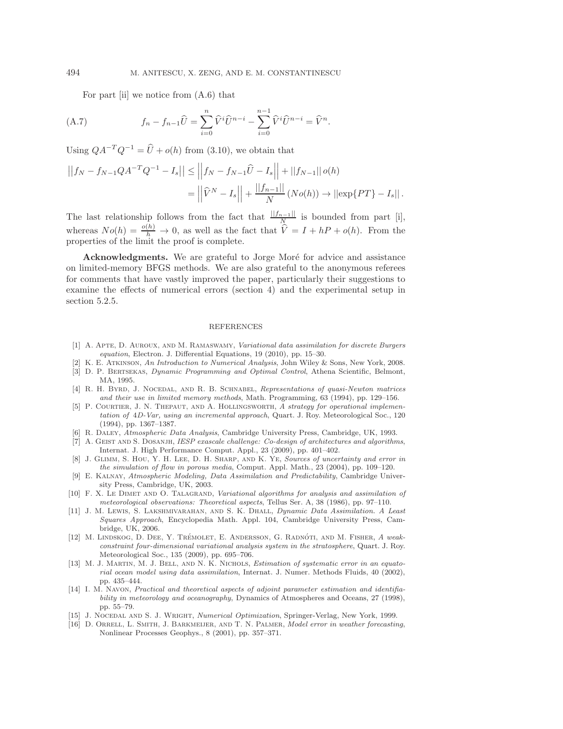For part [ii] we notice from (A.6) that

$$f_n - f_{n-1}\widehat{U} = \sum_{i=0}^{n} \widehat{V}^i \widehat{U}^{n-i} - \sum_{i=0}^{n-1} \widehat{V}^i \widehat{U}^{n-i} = \widehat{V}^n. \tag{A.7}$$

Using $QA^{-T}Q^{-1} = \widehat{U} + o(h)$ from (3.10), we obtain that

$$\begin{aligned}
\left|\left| f_N - f_{N-1}QA^{-T}Q^{-1} - I_s \right|\right| &\leq \left|\left| f_N - f_{N-1}\widehat{U} - I_s \right|\right| + \left|\left| f_{N-1} \right|\right| o(h) \\
&= \left|\left| \widehat{V}^N - I_s \right|\right| + \frac{\left|\left| f_{n-1} \right|\right|}{N} \left( N o(h) \right) \to \left|\left| \exp\{PT\} - I_s \right|\right|.
\end{aligned}$$

The last relationship follows from the fact that $\frac{||f_{n-1}||}{N}$ is bounded from part [i], whereas $No(h) = \frac{o(h)}{h} \to 0$, as well as the fact that $\widehat{V} = I + hP + o(h)$. From the properties of the limit the proof is complete.

**Acknowledgments.** We are grateful to Jorge Moré for advice and assistance on limited-memory BFGS methods. We are also grateful to the anonymous referees for comments that have vastly improved the paper, particularly their suggestions to examine the effects of numerical errors (section 4) and the experimental setup in section 5.2.5.

## REFERENCES

[1] A. Apte, D. Auroux, and M. Ramaswamy, *Variational data assimilation for discrete Burgers equation*, Electron. J. Differential Equations, 19 (2010), pp. 15–30.

[2] K. E. Atkinson, *An Introduction to Numerical Analysis*, John Wiley & Sons, New York, 2008.

[3] D. P. Bertsekas, *Dynamic Programming and Optimal Control*, Athena Scientific, Belmont, MA, 1995.

[4] R. H. Byrd, J. Nocedal, and R. B. Schnabel, *Representations of quasi-Newton matrices and their use in limited memory methods*, Math. Programming, 63 (1994), pp. 129–156.

[5] P. Courtier, J. N. Thepaut, and A. Hollingsworth, *A strategy for operational implementation of 4D-Var, using an incremental approach*, Quart. J. Roy. Meteorological Soc., 120 (1994), pp. 1367–1387.

[6] R. Daley, *Atmospheric Data Analysis*, Cambridge University Press, Cambridge, UK, 1993.

[7] A. Geist and S. Dosanjh, *IESP exascale challenge: Co-design of architectures and algorithms*, Internat. J. High Performance Comput. Appl., 23 (2009), pp. 401–402.

[8] J. Glimm, S. Hou, Y. H. Lee, D. H. Sharp, and K. Ye, *Sources of uncertainty and error in the simulation of flow in porous media*, Comput. Appl. Math., 23 (2004), pp. 109–120.

[9] E. Kalnay, *Atmospheric Modeling, Data Assimilation and Predictability*, Cambridge University Press, Cambridge, UK, 2003.

[10] F. X. Le Dimet and O. Talagrand, *Variational algorithms for analysis and assimilation of meteorological observations: Theoretical aspects*, Tellus Ser. A, 38 (1986), pp. 97–110.

[11] J. M. Lewis, S. Lakshmivarahan, and S. K. Dhall, *Dynamic Data Assimilation. A Least Squares Approach*, Encyclopedia Math. Appl. 104, Cambridge University Press, Cambridge, UK, 2006.

[12] M. Lindskog, D. Dee, Y. Trémolet, E. Andersson, G. Radnóti, and M. Fisher, *A weak-constraint four-dimensional variational analysis system in the stratosphere*, Quart. J. Roy. Meteorological Soc., 135 (2009), pp. 695–706.

[13] M. J. Martin, M. J. Bell, and N. K. Nichols, *Estimation of systematic error in an equatorial ocean model using data assimilation*, Internat. J. Numer. Methods Fluids, 40 (2002), pp. 435–444.

[14] I. M. Navon, *Practical and theoretical aspects of adjoint parameter estimation and identifiability in meteorology and oceanography*, Dynamics of Atmospheres and Oceans, 27 (1998), pp. 55–79.

[15] J. Nocedal and S. J. Wright, *Numerical Optimization*, Springer-Verlag, New York, 1999.

[16] D. Orrell, L. Smith, J. Barkmeijer, and T. N. Palmer, *Model error in weather forecasting*, Nonlinear Processes Geophys., 8 (2001), pp. 357–371.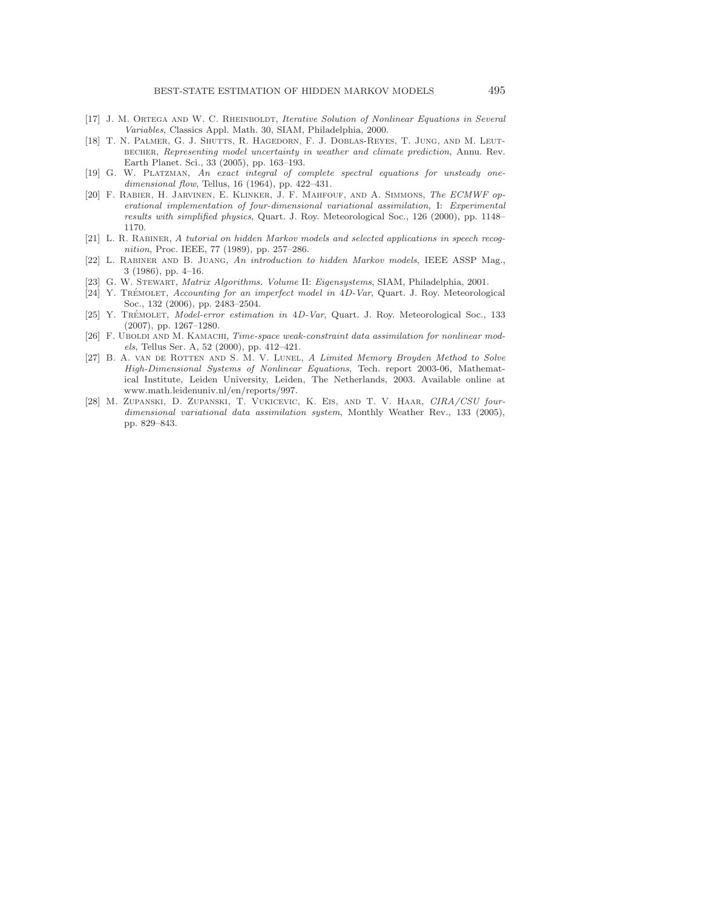[17] J. M. Ortega and W. C. Rheinboldt, *Iterative Solution of Nonlinear Equations in Several Variables*, Classics Appl. Math. 30, SIAM, Philadelphia, 2000.

[18] T. N. Palmer, G. J. Shutts, R. Hagedorn, F. J. Doblas-Reyes, T. Jung, and M. Leutbecher, *Representing model uncertainty in weather and climate prediction*, Annu. Rev. Earth Planet. Sci., 33 (2005), pp. 163–193.

[19] G. W. Platzman, *An exact integral of complete spectral equations for unsteady one-dimensional flow*, Tellus, 16 (1964), pp. 422–431.

[20] F. Rabier, H. Jarvinen, E. Klinker, J. F. Mahfouf, and A. Simmons, *The ECMWF operational implementation of four-dimensional variational assimilation,* I: *Experimental results with simplified physics*, Quart. J. Roy. Meteorological Soc., 126 (2000), pp. 1148–1170.

[21] L. R. Rabiner, *A tutorial on hidden Markov models and selected applications in speech recognition*, Proc. IEEE, 77 (1989), pp. 257–286.

[22] L. Rabiner and B. Juang, *An introduction to hidden Markov models*, IEEE ASSP Mag., 3 (1986), pp. 4–16.

[23] G. W. Stewart, *Matrix Algorithms. Volume* II: *Eigensystems*, SIAM, Philadelphia, 2001.

[24] Y. Trémolet, *Accounting for an imperfect model in 4D-Var*, Quart. J. Roy. Meteorological Soc., 132 (2006), pp. 2483–2504.

[25] Y. Trémolet, *Model-error estimation in 4D-Var*, Quart. J. Roy. Meteorological Soc., 133 (2007), pp. 1267–1280.

[26] F. Uboldi and M. Kamachi, *Time-space weak-constraint data assimilation for nonlinear models*, Tellus Ser. A, 52 (2000), pp. 412–421.

[27] B. A. van de Rotten and S. M. V. Lunel, *A Limited Memory Broyden Method to Solve High-Dimensional Systems of Nonlinear Equations*, Tech. report 2003-06, Mathematical Institute, Leiden University, Leiden, The Netherlands, 2003. Available online at www.math.leidenuniv.nl/en/reports/997.

[28] M. Zupanski, D. Zupanski, T. Vukicevic, K. Eis, and T. V. Haar, *CIRA/CSU four-dimensional variational data assimilation system*, Monthly Weather Rev., 133 (2005), pp. 829–843.